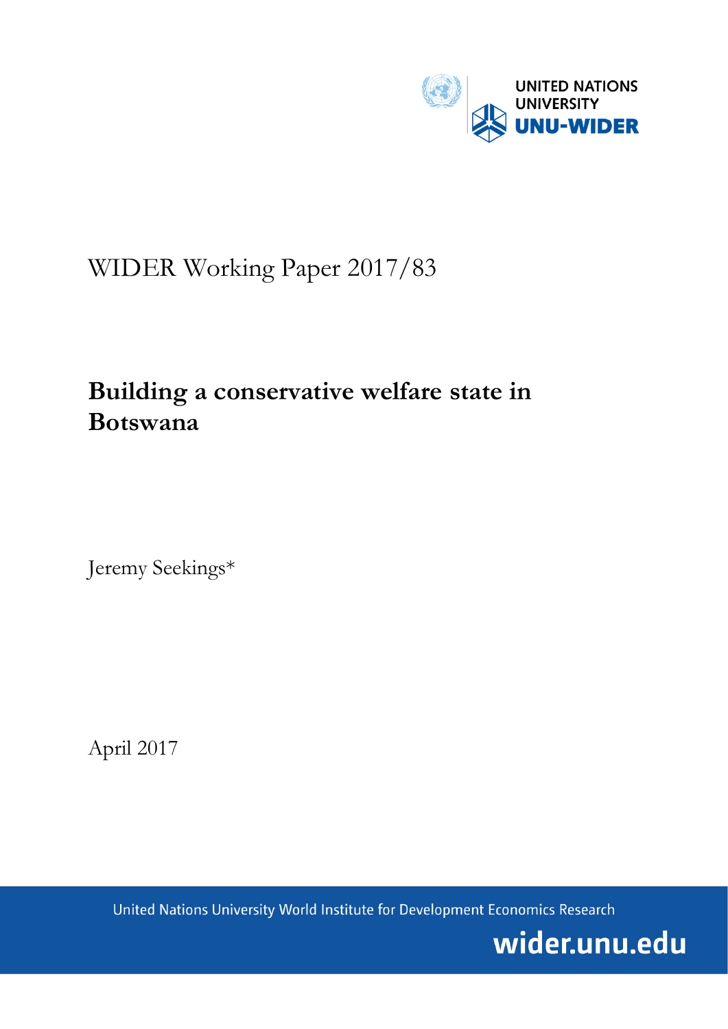UNITED NATIONS UNIVERSITY

UNU-WIDER

WIDER Working Paper 2017/83

# Building a conservative welfare state in Botswana

Jeremy Seekings*

April 2017

United Nations University World Institute for Development Economics Research

wider.unu.edu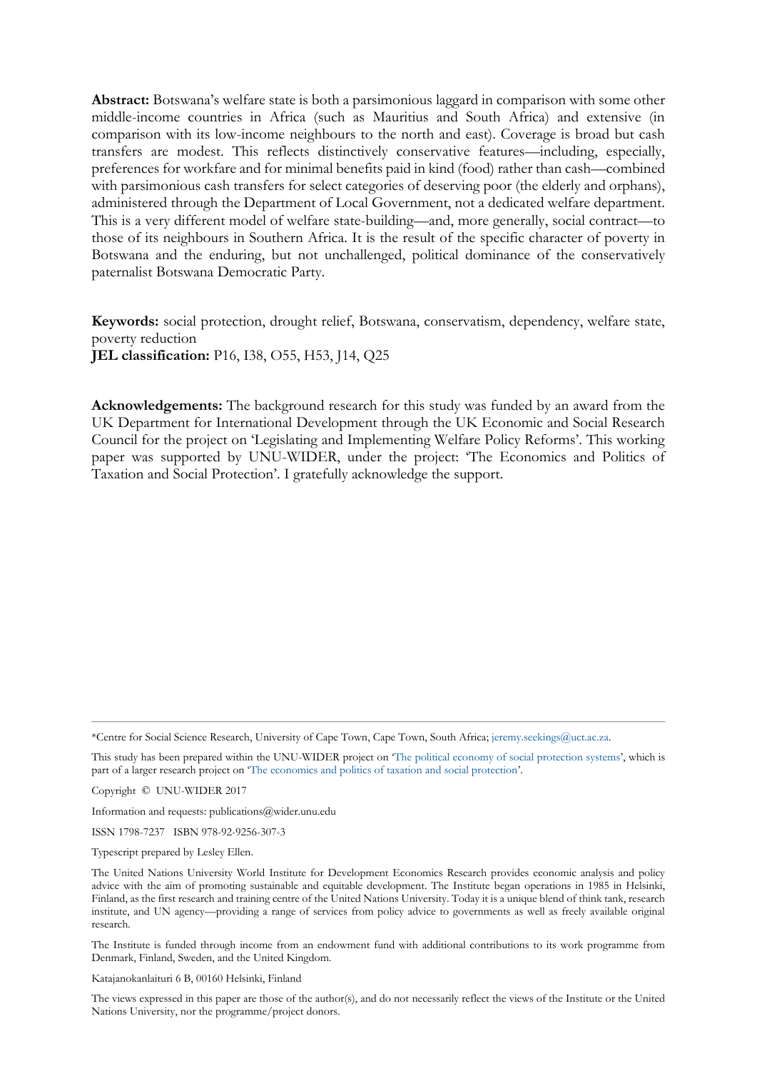**Abstract:** Botswana's welfare state is both a parsimonious laggard in comparison with some other middle-income countries in Africa (such as Mauritius and South Africa) and extensive (in comparison with its low-income neighbours to the north and east). Coverage is broad but cash transfers are modest. This reflects distinctively conservative features—including, especially, preferences for workfare and for minimal benefits paid in kind (food) rather than cash—combined with parsimonious cash transfers for select categories of deserving poor (the elderly and orphans), administered through the Department of Local Government, not a dedicated welfare department. This is a very different model of welfare state-building—and, more generally, social contract—to those of its neighbours in Southern Africa. It is the result of the specific character of poverty in Botswana and the enduring, but not unchallenged, political dominance of the conservatively paternalist Botswana Democratic Party.

**Keywords:** social protection, drought relief, Botswana, conservatism, dependency, welfare state, poverty reduction
**JEL classification:** P16, I38, O55, H53, J14, Q25

**Acknowledgements:** The background research for this study was funded by an award from the UK Department for International Development through the UK Economic and Social Research Council for the project on 'Legislating and Implementing Welfare Policy Reforms'. This working paper was supported by UNU-WIDER, under the project: 'The Economics and Politics of Taxation and Social Protection'. I gratefully acknowledge the support.

---

*Centre for Social Science Research, University of Cape Town, Cape Town, South Africa; jeremy.seekings@uct.ac.za.

This study has been prepared within the UNU-WIDER project on 'The political economy of social protection systems', which is part of a larger research project on 'The economics and politics of taxation and social protection'.

Copyright © UNU-WIDER 2017

Information and requests: publications@wider.unu.edu

ISSN 1798-7237 ISBN 978-92-9256-307-3

Typescript prepared by Lesley Ellen.

The United Nations University World Institute for Development Economics Research provides economic analysis and policy advice with the aim of promoting sustainable and equitable development. The Institute began operations in 1985 in Helsinki, Finland, as the first research and training centre of the United Nations University. Today it is a unique blend of think tank, research institute, and UN agency—providing a range of services from policy advice to governments as well as freely available original research.

The Institute is funded through income from an endowment fund with additional contributions to its work programme from Denmark, Finland, Sweden, and the United Kingdom.

Katajanokanlaituri 6 B, 00160 Helsinki, Finland

The views expressed in this paper are those of the author(s), and do not necessarily reflect the views of the Institute or the United Nations University, nor the programme/project donors.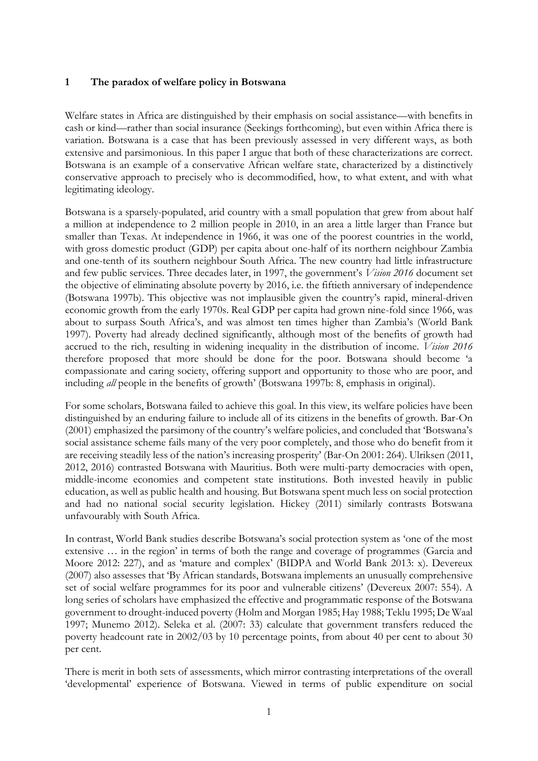## 1 The paradox of welfare policy in Botswana

Welfare states in Africa are distinguished by their emphasis on social assistance—with benefits in cash or kind—rather than social insurance (Seekings forthcoming), but even within Africa there is variation. Botswana is a case that has been previously assessed in very different ways, as both extensive and parsimonious. In this paper I argue that both of these characterizations are correct. Botswana is an example of a conservative African welfare state, characterized by a distinctively conservative approach to precisely who is decommodified, how, to what extent, and with what legitimating ideology.

Botswana is a sparsely-populated, arid country with a small population that grew from about half a million at independence to 2 million people in 2010, in an area a little larger than France but smaller than Texas. At independence in 1966, it was one of the poorest countries in the world, with gross domestic product (GDP) per capita about one-half of its northern neighbour Zambia and one-tenth of its southern neighbour South Africa. The new country had little infrastructure and few public services. Three decades later, in 1997, the government's *Vision 2016* document set the objective of eliminating absolute poverty by 2016, i.e. the fiftieth anniversary of independence (Botswana 1997b). This objective was not implausible given the country's rapid, mineral-driven economic growth from the early 1970s. Real GDP per capita had grown nine-fold since 1966, was about to surpass South Africa's, and was almost ten times higher than Zambia's (World Bank 1997). Poverty had already declined significantly, although most of the benefits of growth had accrued to the rich, resulting in widening inequality in the distribution of income. *Vision 2016* therefore proposed that more should be done for the poor. Botswana should become 'a compassionate and caring society, offering support and opportunity to those who are poor, and including *all* people in the benefits of growth' (Botswana 1997b: 8, emphasis in original).

For some scholars, Botswana failed to achieve this goal. In this view, its welfare policies have been distinguished by an enduring failure to include all of its citizens in the benefits of growth. Bar-On (2001) emphasized the parsimony of the country's welfare policies, and concluded that 'Botswana's social assistance scheme fails many of the very poor completely, and those who do benefit from it are receiving steadily less of the nation's increasing prosperity' (Bar-On 2001: 264). Ulriksen (2011, 2012, 2016) contrasted Botswana with Mauritius. Both were multi-party democracies with open, middle-income economies and competent state institutions. Both invested heavily in public education, as well as public health and housing. But Botswana spent much less on social protection and had no national social security legislation. Hickey (2011) similarly contrasts Botswana unfavourably with South Africa.

In contrast, World Bank studies describe Botswana's social protection system as 'one of the most extensive … in the region' in terms of both the range and coverage of programmes (Garcia and Moore 2012: 227), and as 'mature and complex' (BIDPA and World Bank 2013: x). Devereux (2007) also assesses that 'By African standards, Botswana implements an unusually comprehensive set of social welfare programmes for its poor and vulnerable citizens' (Devereux 2007: 554). A long series of scholars have emphasized the effective and programmatic response of the Botswana government to drought-induced poverty (Holm and Morgan 1985; Hay 1988; Teklu 1995; De Waal 1997; Munemo 2012). Seleka et al. (2007: 33) calculate that government transfers reduced the poverty headcount rate in 2002/03 by 10 percentage points, from about 40 per cent to about 30 per cent.

There is merit in both sets of assessments, which mirror contrasting interpretations of the overall 'developmental' experience of Botswana. Viewed in terms of public expenditure on social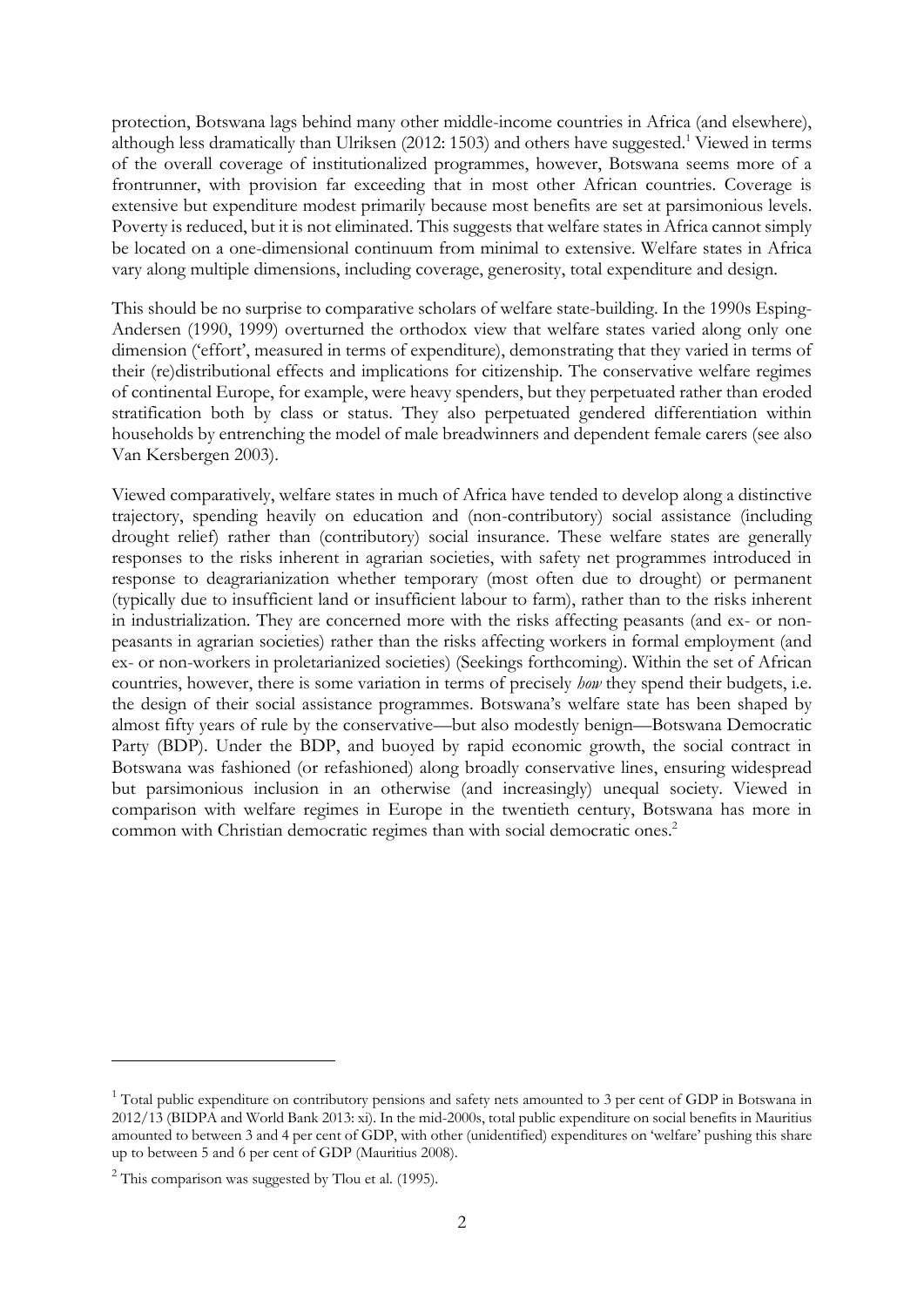protection, Botswana lags behind many other middle-income countries in Africa (and elsewhere), although less dramatically than Ulriksen (2012: 1503) and others have suggested.[1] Viewed in terms of the overall coverage of institutionalized programmes, however, Botswana seems more of a frontrunner, with provision far exceeding that in most other African countries. Coverage is extensive but expenditure modest primarily because most benefits are set at parsimonious levels. Poverty is reduced, but it is not eliminated. This suggests that welfare states in Africa cannot simply be located on a one-dimensional continuum from minimal to extensive. Welfare states in Africa vary along multiple dimensions, including coverage, generosity, total expenditure and design.

This should be no surprise to comparative scholars of welfare state-building. In the 1990s Esping-Andersen (1990, 1999) overturned the orthodox view that welfare states varied along only one dimension ('effort', measured in terms of expenditure), demonstrating that they varied in terms of their (re)distributional effects and implications for citizenship. The conservative welfare regimes of continental Europe, for example, were heavy spenders, but they perpetuated rather than eroded stratification both by class or status. They also perpetuated gendered differentiation within households by entrenching the model of male breadwinners and dependent female carers (see also Van Kersbergen 2003).

Viewed comparatively, welfare states in much of Africa have tended to develop along a distinctive trajectory, spending heavily on education and (non-contributory) social assistance (including drought relief) rather than (contributory) social insurance. These welfare states are generally responses to the risks inherent in agrarian societies, with safety net programmes introduced in response to deagrarianization whether temporary (most often due to drought) or permanent (typically due to insufficient land or insufficient labour to farm), rather than to the risks inherent in industrialization. They are concerned more with the risks affecting peasants (and ex- or non-peasants in agrarian societies) rather than the risks affecting workers in formal employment (and ex- or non-workers in proletarianized societies) (Seekings forthcoming). Within the set of African countries, however, there is some variation in terms of precisely *how* they spend their budgets, i.e. the design of their social assistance programmes. Botswana's welfare state has been shaped by almost fifty years of rule by the conservative—but also modestly benign—Botswana Democratic Party (BDP). Under the BDP, and buoyed by rapid economic growth, the social contract in Botswana was fashioned (or refashioned) along broadly conservative lines, ensuring widespread but parsimonious inclusion in an otherwise (and increasingly) unequal society. Viewed in comparison with welfare regimes in Europe in the twentieth century, Botswana has more in common with Christian democratic regimes than with social democratic ones.[2]

---

[1] Total public expenditure on contributory pensions and safety nets amounted to 3 per cent of GDP in Botswana in 2012/13 (BIDPA and World Bank 2013: xi). In the mid-2000s, total public expenditure on social benefits in Mauritius amounted to between 3 and 4 per cent of GDP, with other (unidentified) expenditures on 'welfare' pushing this share up to between 5 and 6 per cent of GDP (Mauritius 2008).

[2] This comparison was suggested by Tlou et al. (1995).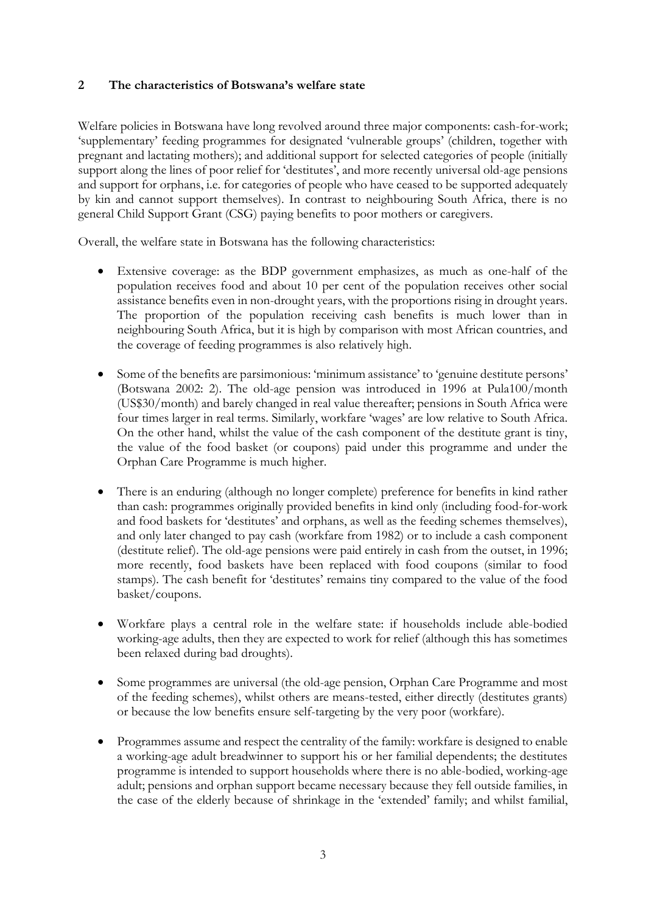## 2 The characteristics of Botswana's welfare state

Welfare policies in Botswana have long revolved around three major components: cash-for-work; 'supplementary' feeding programmes for designated 'vulnerable groups' (children, together with pregnant and lactating mothers); and additional support for selected categories of people (initially support along the lines of poor relief for 'destitutes', and more recently universal old-age pensions and support for orphans, i.e. for categories of people who have ceased to be supported adequately by kin and cannot support themselves). In contrast to neighbouring South Africa, there is no general Child Support Grant (CSG) paying benefits to poor mothers or caregivers.

Overall, the welfare state in Botswana has the following characteristics:

- Extensive coverage: as the BDP government emphasizes, as much as one-half of the population receives food and about 10 per cent of the population receives other social assistance benefits even in non-drought years, with the proportions rising in drought years. The proportion of the population receiving cash benefits is much lower than in neighbouring South Africa, but it is high by comparison with most African countries, and the coverage of feeding programmes is also relatively high.

- Some of the benefits are parsimonious: 'minimum assistance' to 'genuine destitute persons' (Botswana 2002: 2). The old-age pension was introduced in 1996 at Pula100/month (US$30/month) and barely changed in real value thereafter; pensions in South Africa were four times larger in real terms. Similarly, workfare 'wages' are low relative to South Africa. On the other hand, whilst the value of the cash component of the destitute grant is tiny, the value of the food basket (or coupons) paid under this programme and under the Orphan Care Programme is much higher.

- There is an enduring (although no longer complete) preference for benefits in kind rather than cash: programmes originally provided benefits in kind only (including food-for-work and food baskets for 'destitutes' and orphans, as well as the feeding schemes themselves), and only later changed to pay cash (workfare from 1982) or to include a cash component (destitute relief). The old-age pensions were paid entirely in cash from the outset, in 1996; more recently, food baskets have been replaced with food coupons (similar to food stamps). The cash benefit for 'destitutes' remains tiny compared to the value of the food basket/coupons.

- Workfare plays a central role in the welfare state: if households include able-bodied working-age adults, then they are expected to work for relief (although this has sometimes been relaxed during bad droughts).

- Some programmes are universal (the old-age pension, Orphan Care Programme and most of the feeding schemes), whilst others are means-tested, either directly (destitutes grants) or because the low benefits ensure self-targeting by the very poor (workfare).

- Programmes assume and respect the centrality of the family: workfare is designed to enable a working-age adult breadwinner to support his or her familial dependents; the destitutes programme is intended to support households where there is no able-bodied, working-age adult; pensions and orphan support became necessary because they fell outside families, in the case of the elderly because of shrinkage in the 'extended' family; and whilst familial,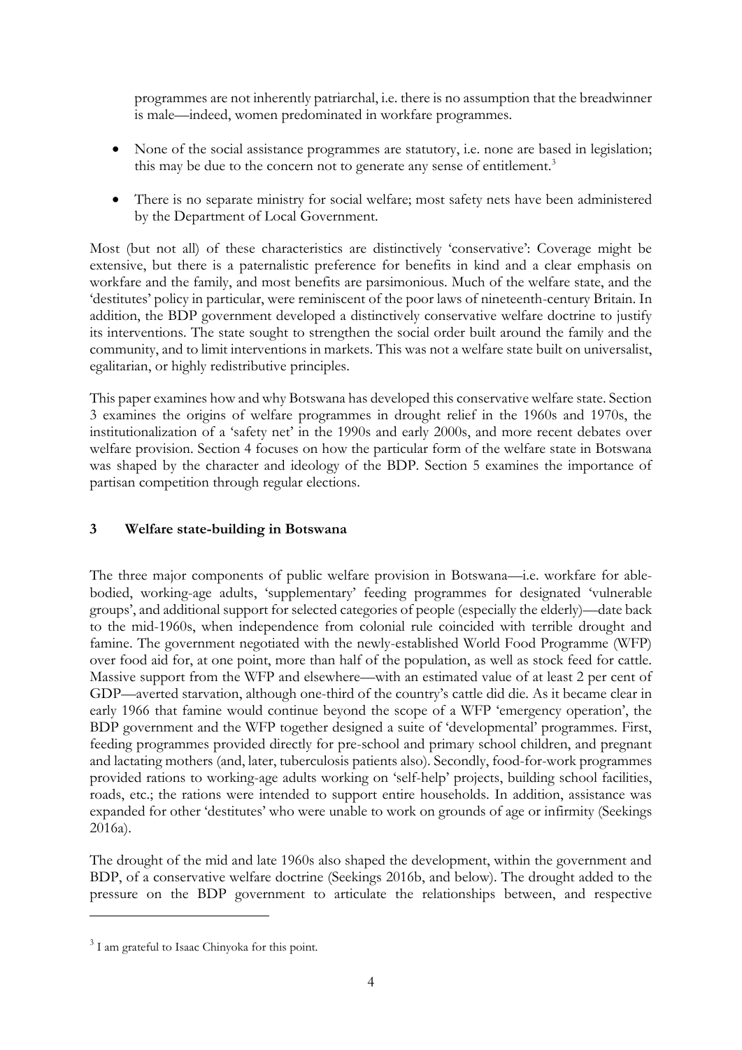programmes are not inherently patriarchal, i.e. there is no assumption that the breadwinner is male—indeed, women predominated in workfare programmes.

- None of the social assistance programmes are statutory, i.e. none are based in legislation; this may be due to the concern not to generate any sense of entitlement.[3]
- There is no separate ministry for social welfare; most safety nets have been administered by the Department of Local Government.

Most (but not all) of these characteristics are distinctively 'conservative': Coverage might be extensive, but there is a paternalistic preference for benefits in kind and a clear emphasis on workfare and the family, and most benefits are parsimonious. Much of the welfare state, and the 'destitutes' policy in particular, were reminiscent of the poor laws of nineteenth-century Britain. In addition, the BDP government developed a distinctively conservative welfare doctrine to justify its interventions. The state sought to strengthen the social order built around the family and the community, and to limit interventions in markets. This was not a welfare state built on universalist, egalitarian, or highly redistributive principles.

This paper examines how and why Botswana has developed this conservative welfare state. Section 3 examines the origins of welfare programmes in drought relief in the 1960s and 1970s, the institutionalization of a 'safety net' in the 1990s and early 2000s, and more recent debates over welfare provision. Section 4 focuses on how the particular form of the welfare state in Botswana was shaped by the character and ideology of the BDP. Section 5 examines the importance of partisan competition through regular elections.

## 3 Welfare state-building in Botswana

The three major components of public welfare provision in Botswana—i.e. workfare for able-bodied, working-age adults, 'supplementary' feeding programmes for designated 'vulnerable groups', and additional support for selected categories of people (especially the elderly)—date back to the mid-1960s, when independence from colonial rule coincided with terrible drought and famine. The government negotiated with the newly-established World Food Programme (WFP) over food aid for, at one point, more than half of the population, as well as stock feed for cattle. Massive support from the WFP and elsewhere—with an estimated value of at least 2 per cent of GDP—averted starvation, although one-third of the country's cattle did die. As it became clear in early 1966 that famine would continue beyond the scope of a WFP 'emergency operation', the BDP government and the WFP together designed a suite of 'developmental' programmes. First, feeding programmes provided directly for pre-school and primary school children, and pregnant and lactating mothers (and, later, tuberculosis patients also). Secondly, food-for-work programmes provided rations to working-age adults working on 'self-help' projects, building school facilities, roads, etc.; the rations were intended to support entire households. In addition, assistance was expanded for other 'destitutes' who were unable to work on grounds of age or infirmity (Seekings 2016a).

The drought of the mid and late 1960s also shaped the development, within the government and BDP, of a conservative welfare doctrine (Seekings 2016b, and below). The drought added to the pressure on the BDP government to articulate the relationships between, and respective

---

[3] I am grateful to Isaac Chinyoka for this point.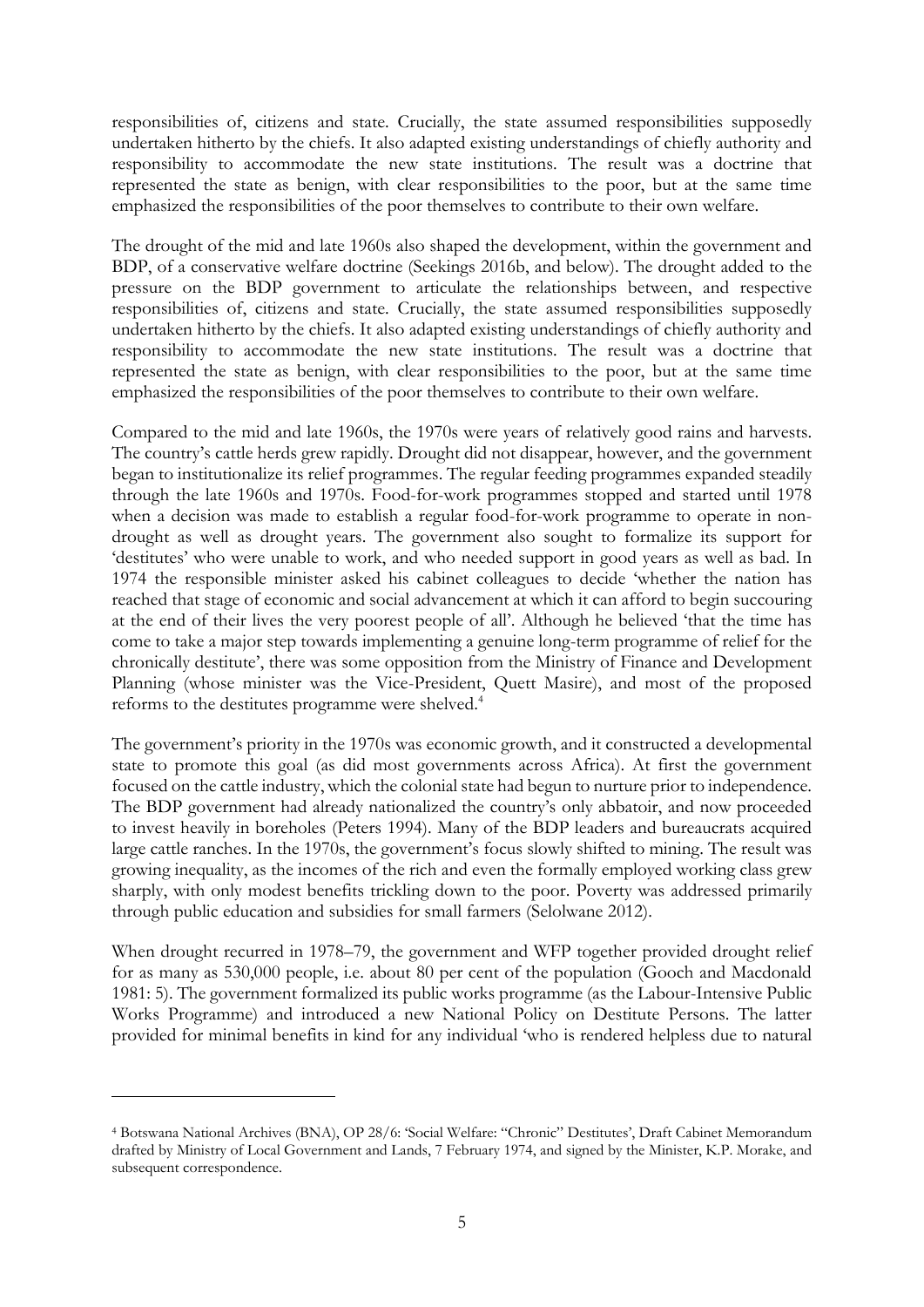responsibilities of, citizens and state. Crucially, the state assumed responsibilities supposedly undertaken hitherto by the chiefs. It also adapted existing understandings of chiefly authority and responsibility to accommodate the new state institutions. The result was a doctrine that represented the state as benign, with clear responsibilities to the poor, but at the same time emphasized the responsibilities of the poor themselves to contribute to their own welfare.

The drought of the mid and late 1960s also shaped the development, within the government and BDP, of a conservative welfare doctrine (Seekings 2016b, and below). The drought added to the pressure on the BDP government to articulate the relationships between, and respective responsibilities of, citizens and state. Crucially, the state assumed responsibilities supposedly undertaken hitherto by the chiefs. It also adapted existing understandings of chiefly authority and responsibility to accommodate the new state institutions. The result was a doctrine that represented the state as benign, with clear responsibilities to the poor, but at the same time emphasized the responsibilities of the poor themselves to contribute to their own welfare.

Compared to the mid and late 1960s, the 1970s were years of relatively good rains and harvests. The country's cattle herds grew rapidly. Drought did not disappear, however, and the government began to institutionalize its relief programmes. The regular feeding programmes expanded steadily through the late 1960s and 1970s. Food-for-work programmes stopped and started until 1978 when a decision was made to establish a regular food-for-work programme to operate in non-drought as well as drought years. The government also sought to formalize its support for 'destitutes' who were unable to work, and who needed support in good years as well as bad. In 1974 the responsible minister asked his cabinet colleagues to decide 'whether the nation has reached that stage of economic and social advancement at which it can afford to begin succouring at the end of their lives the very poorest people of all'. Although he believed 'that the time has come to take a major step towards implementing a genuine long-term programme of relief for the chronically destitute', there was some opposition from the Ministry of Finance and Development Planning (whose minister was the Vice-President, Quett Masire), and most of the proposed reforms to the destitutes programme were shelved.[4]

The government's priority in the 1970s was economic growth, and it constructed a developmental state to promote this goal (as did most governments across Africa). At first the government focused on the cattle industry, which the colonial state had begun to nurture prior to independence. The BDP government had already nationalized the country's only abbatoir, and now proceeded to invest heavily in boreholes (Peters 1994). Many of the BDP leaders and bureaucrats acquired large cattle ranches. In the 1970s, the government's focus slowly shifted to mining. The result was growing inequality, as the incomes of the rich and even the formally employed working class grew sharply, with only modest benefits trickling down to the poor. Poverty was addressed primarily through public education and subsidies for small farmers (Selolwane 2012).

When drought recurred in 1978–79, the government and WFP together provided drought relief for as many as 530,000 people, i.e. about 80 per cent of the population (Gooch and Macdonald 1981: 5). The government formalized its public works programme (as the Labour-Intensive Public Works Programme) and introduced a new National Policy on Destitute Persons. The latter provided for minimal benefits in kind for any individual 'who is rendered helpless due to natural

---

[4] Botswana National Archives (BNA), OP 28/6: 'Social Welfare: "Chronic" Destitutes', Draft Cabinet Memorandum drafted by Ministry of Local Government and Lands, 7 February 1974, and signed by the Minister, K.P. Morake, and subsequent correspondence.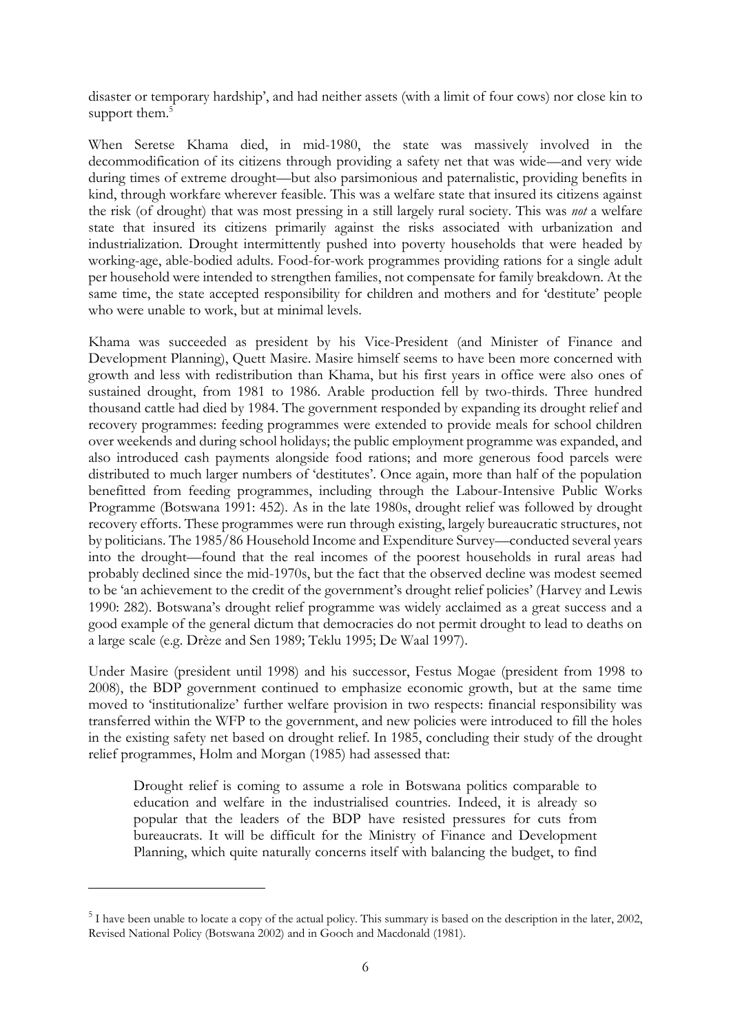disaster or temporary hardship', and had neither assets (with a limit of four cows) nor close kin to support them.[5]

When Seretse Khama died, in mid-1980, the state was massively involved in the decommodification of its citizens through providing a safety net that was wide—and very wide during times of extreme drought—but also parsimonious and paternalistic, providing benefits in kind, through workfare wherever feasible. This was a welfare state that insured its citizens against the risk (of drought) that was most pressing in a still largely rural society. This was *not* a welfare state that insured its citizens primarily against the risks associated with urbanization and industrialization. Drought intermittently pushed into poverty households that were headed by working-age, able-bodied adults. Food-for-work programmes providing rations for a single adult per household were intended to strengthen families, not compensate for family breakdown. At the same time, the state accepted responsibility for children and mothers and for 'destitute' people who were unable to work, but at minimal levels.

Khama was succeeded as president by his Vice-President (and Minister of Finance and Development Planning), Quett Masire. Masire himself seems to have been more concerned with growth and less with redistribution than Khama, but his first years in office were also ones of sustained drought, from 1981 to 1986. Arable production fell by two-thirds. Three hundred thousand cattle had died by 1984. The government responded by expanding its drought relief and recovery programmes: feeding programmes were extended to provide meals for school children over weekends and during school holidays; the public employment programme was expanded, and also introduced cash payments alongside food rations; and more generous food parcels were distributed to much larger numbers of 'destitutes'. Once again, more than half of the population benefitted from feeding programmes, including through the Labour-Intensive Public Works Programme (Botswana 1991: 452). As in the late 1980s, drought relief was followed by drought recovery efforts. These programmes were run through existing, largely bureaucratic structures, not by politicians. The 1985/86 Household Income and Expenditure Survey—conducted several years into the drought—found that the real incomes of the poorest households in rural areas had probably declined since the mid-1970s, but the fact that the observed decline was modest seemed to be 'an achievement to the credit of the government's drought relief policies' (Harvey and Lewis 1990: 282). Botswana's drought relief programme was widely acclaimed as a great success and a good example of the general dictum that democracies do not permit drought to lead to deaths on a large scale (e.g. Drèze and Sen 1989; Teklu 1995; De Waal 1997).

Under Masire (president until 1998) and his successor, Festus Mogae (president from 1998 to 2008), the BDP government continued to emphasize economic growth, but at the same time moved to 'institutionalize' further welfare provision in two respects: financial responsibility was transferred within the WFP to the government, and new policies were introduced to fill the holes in the existing safety net based on drought relief. In 1985, concluding their study of the drought relief programmes, Holm and Morgan (1985) had assessed that:

> Drought relief is coming to assume a role in Botswana politics comparable to education and welfare in the industrialised countries. Indeed, it is already so popular that the leaders of the BDP have resisted pressures for cuts from bureaucrats. It will be difficult for the Ministry of Finance and Development Planning, which quite naturally concerns itself with balancing the budget, to find

---

[5] I have been unable to locate a copy of the actual policy. This summary is based on the description in the later, 2002, Revised National Policy (Botswana 2002) and in Gooch and Macdonald (1981).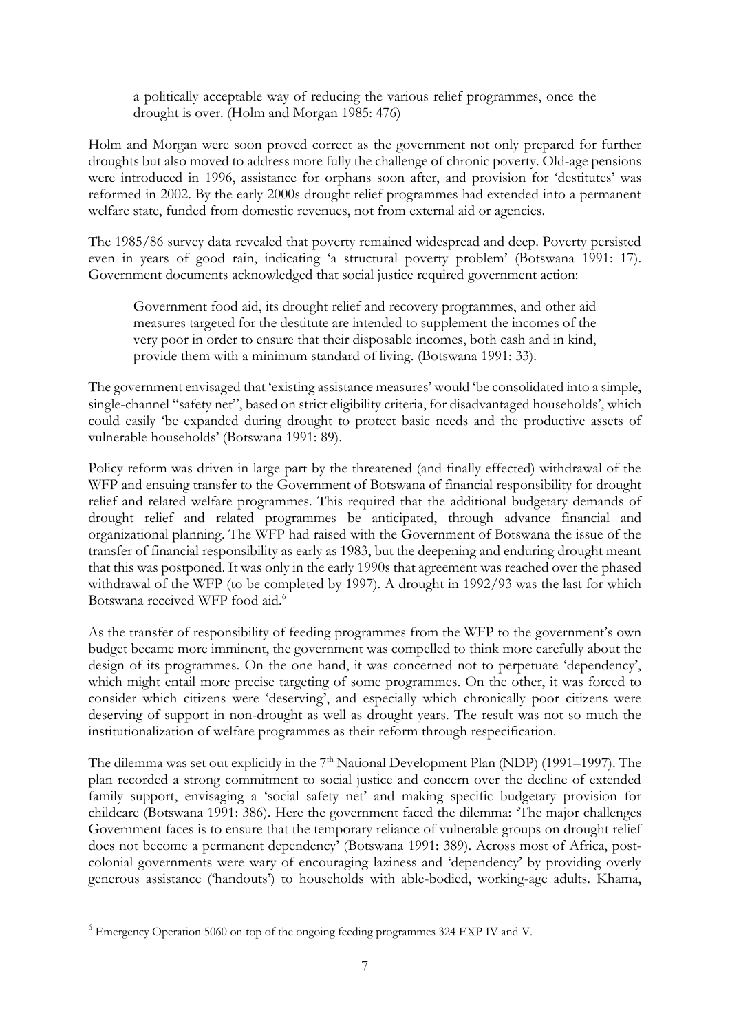> a politically acceptable way of reducing the various relief programmes, once the drought is over. (Holm and Morgan 1985: 476)

Holm and Morgan were soon proved correct as the government not only prepared for further droughts but also moved to address more fully the challenge of chronic poverty. Old-age pensions were introduced in 1996, assistance for orphans soon after, and provision for 'destitutes' was reformed in 2002. By the early 2000s drought relief programmes had extended into a permanent welfare state, funded from domestic revenues, not from external aid or agencies.

The 1985/86 survey data revealed that poverty remained widespread and deep. Poverty persisted even in years of good rain, indicating 'a structural poverty problem' (Botswana 1991: 17). Government documents acknowledged that social justice required government action:

> Government food aid, its drought relief and recovery programmes, and other aid measures targeted for the destitute are intended to supplement the incomes of the very poor in order to ensure that their disposable incomes, both cash and in kind, provide them with a minimum standard of living. (Botswana 1991: 33).

The government envisaged that 'existing assistance measures' would 'be consolidated into a simple, single-channel "safety net", based on strict eligibility criteria, for disadvantaged households', which could easily 'be expanded during drought to protect basic needs and the productive assets of vulnerable households' (Botswana 1991: 89).

Policy reform was driven in large part by the threatened (and finally effected) withdrawal of the WFP and ensuing transfer to the Government of Botswana of financial responsibility for drought relief and related welfare programmes. This required that the additional budgetary demands of drought relief and related programmes be anticipated, through advance financial and organizational planning. The WFP had raised with the Government of Botswana the issue of the transfer of financial responsibility as early as 1983, but the deepening and enduring drought meant that this was postponed. It was only in the early 1990s that agreement was reached over the phased withdrawal of the WFP (to be completed by 1997). A drought in 1992/93 was the last for which Botswana received WFP food aid.[6]

As the transfer of responsibility of feeding programmes from the WFP to the government's own budget became more imminent, the government was compelled to think more carefully about the design of its programmes. On the one hand, it was concerned not to perpetuate 'dependency', which might entail more precise targeting of some programmes. On the other, it was forced to consider which citizens were 'deserving', and especially which chronically poor citizens were deserving of support in non-drought as well as drought years. The result was not so much the institutionalization of welfare programmes as their reform through respecification.

The dilemma was set out explicitly in the 7th National Development Plan (NDP) (1991–1997). The plan recorded a strong commitment to social justice and concern over the decline of extended family support, envisaging a 'social safety net' and making specific budgetary provision for childcare (Botswana 1991: 386). Here the government faced the dilemma: 'The major challenges Government faces is to ensure that the temporary reliance of vulnerable groups on drought relief does not become a permanent dependency' (Botswana 1991: 389). Across most of Africa, post-colonial governments were wary of encouraging laziness and 'dependency' by providing overly generous assistance ('handouts') to households with able-bodied, working-age adults. Khama,

---

[6] Emergency Operation 5060 on top of the ongoing feeding programmes 324 EXP IV and V.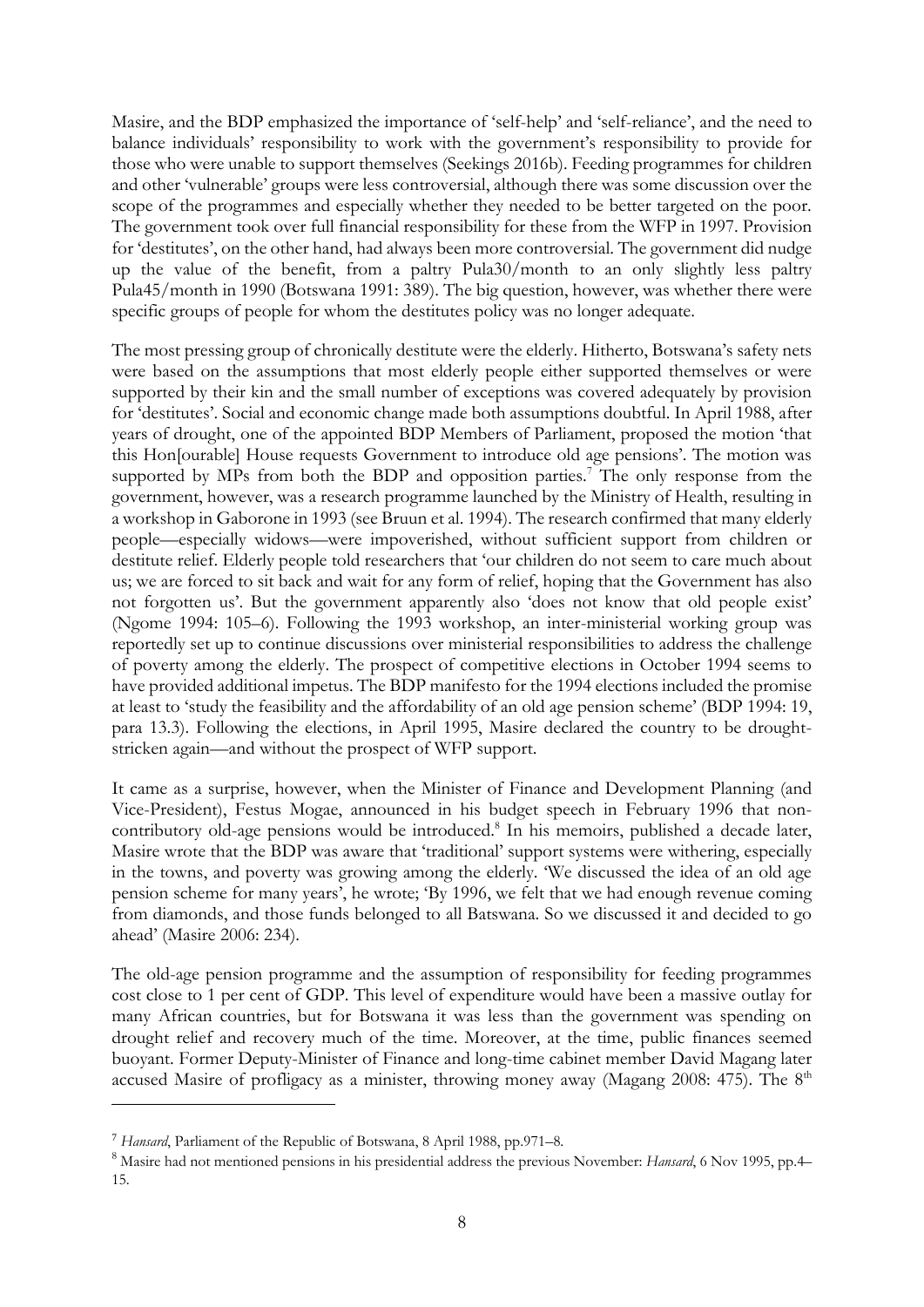Masire, and the BDP emphasized the importance of 'self-help' and 'self-reliance', and the need to balance individuals' responsibility to work with the government's responsibility to provide for those who were unable to support themselves (Seekings 2016b). Feeding programmes for children and other 'vulnerable' groups were less controversial, although there was some discussion over the scope of the programmes and especially whether they needed to be better targeted on the poor. The government took over full financial responsibility for these from the WFP in 1997. Provision for 'destitutes', on the other hand, had always been more controversial. The government did nudge up the value of the benefit, from a paltry Pula30/month to an only slightly less paltry Pula45/month in 1990 (Botswana 1991: 389). The big question, however, was whether there were specific groups of people for whom the destitutes policy was no longer adequate.

The most pressing group of chronically destitute were the elderly. Hitherto, Botswana's safety nets were based on the assumptions that most elderly people either supported themselves or were supported by their kin and the small number of exceptions was covered adequately by provision for 'destitutes'. Social and economic change made both assumptions doubtful. In April 1988, after years of drought, one of the appointed BDP Members of Parliament, proposed the motion 'that this Hon[ourable] House requests Government to introduce old age pensions'. The motion was supported by MPs from both the BDP and opposition parties.[7] The only response from the government, however, was a research programme launched by the Ministry of Health, resulting in a workshop in Gaborone in 1993 (see Bruun et al. 1994). The research confirmed that many elderly people—especially widows—were impoverished, without sufficient support from children or destitute relief. Elderly people told researchers that 'our children do not seem to care much about us; we are forced to sit back and wait for any form of relief, hoping that the Government has also not forgotten us'. But the government apparently also 'does not know that old people exist' (Ngome 1994: 105–6). Following the 1993 workshop, an inter-ministerial working group was reportedly set up to continue discussions over ministerial responsibilities to address the challenge of poverty among the elderly. The prospect of competitive elections in October 1994 seems to have provided additional impetus. The BDP manifesto for the 1994 elections included the promise at least to 'study the feasibility and the affordability of an old age pension scheme' (BDP 1994: 19, para 13.3). Following the elections, in April 1995, Masire declared the country to be drought-stricken again—and without the prospect of WFP support.

It came as a surprise, however, when the Minister of Finance and Development Planning (and Vice-President), Festus Mogae, announced in his budget speech in February 1996 that non-contributory old-age pensions would be introduced.[8] In his memoirs, published a decade later, Masire wrote that the BDP was aware that 'traditional' support systems were withering, especially in the towns, and poverty was growing among the elderly. 'We discussed the idea of an old age pension scheme for many years', he wrote; 'By 1996, we felt that we had enough revenue coming from diamonds, and those funds belonged to all Batswana. So we discussed it and decided to go ahead' (Masire 2006: 234).

The old-age pension programme and the assumption of responsibility for feeding programmes cost close to 1 per cent of GDP. This level of expenditure would have been a massive outlay for many African countries, but for Botswana it was less than the government was spending on drought relief and recovery much of the time. Moreover, at the time, public finances seemed buoyant. Former Deputy-Minister of Finance and long-time cabinet member David Magang later accused Masire of profligacy as a minister, throwing money away (Magang 2008: 475). The 8th

[7] *Hansard*, Parliament of the Republic of Botswana, 8 April 1988, pp.971–8.

[8] Masire had not mentioned pensions in his presidential address the previous November: *Hansard*, 6 Nov 1995, pp.4–15.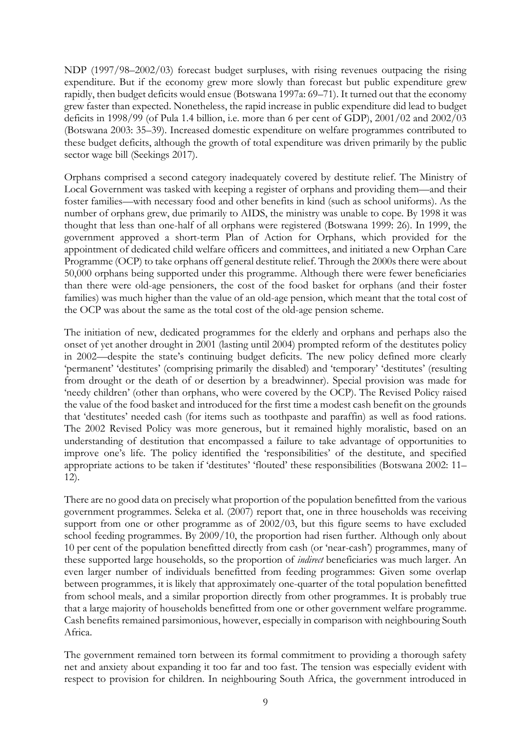NDP (1997/98–2002/03) forecast budget surpluses, with rising revenues outpacing the rising expenditure. But if the economy grew more slowly than forecast but public expenditure grew rapidly, then budget deficits would ensue (Botswana 1997a: 69–71). It turned out that the economy grew faster than expected. Nonetheless, the rapid increase in public expenditure did lead to budget deficits in 1998/99 (of Pula 1.4 billion, i.e. more than 6 per cent of GDP), 2001/02 and 2002/03 (Botswana 2003: 35–39). Increased domestic expenditure on welfare programmes contributed to these budget deficits, although the growth of total expenditure was driven primarily by the public sector wage bill (Seekings 2017).

Orphans comprised a second category inadequately covered by destitute relief. The Ministry of Local Government was tasked with keeping a register of orphans and providing them—and their foster families—with necessary food and other benefits in kind (such as school uniforms). As the number of orphans grew, due primarily to AIDS, the ministry was unable to cope. By 1998 it was thought that less than one-half of all orphans were registered (Botswana 1999: 26). In 1999, the government approved a short-term Plan of Action for Orphans, which provided for the appointment of dedicated child welfare officers and committees, and initiated a new Orphan Care Programme (OCP) to take orphans off general destitute relief. Through the 2000s there were about 50,000 orphans being supported under this programme. Although there were fewer beneficiaries than there were old-age pensioners, the cost of the food basket for orphans (and their foster families) was much higher than the value of an old-age pension, which meant that the total cost of the OCP was about the same as the total cost of the old-age pension scheme.

The initiation of new, dedicated programmes for the elderly and orphans and perhaps also the onset of yet another drought in 2001 (lasting until 2004) prompted reform of the destitutes policy in 2002—despite the state's continuing budget deficits. The new policy defined more clearly 'permanent' 'destitutes' (comprising primarily the disabled) and 'temporary' 'destitutes' (resulting from drought or the death of or desertion by a breadwinner). Special provision was made for 'needy children' (other than orphans, who were covered by the OCP). The Revised Policy raised the value of the food basket and introduced for the first time a modest cash benefit on the grounds that 'destitutes' needed cash (for items such as toothpaste and paraffin) as well as food rations. The 2002 Revised Policy was more generous, but it remained highly moralistic, based on an understanding of destitution that encompassed a failure to take advantage of opportunities to improve one's life. The policy identified the 'responsibilities' of the destitute, and specified appropriate actions to be taken if 'destitutes' 'flouted' these responsibilities (Botswana 2002: 11–12).

There are no good data on precisely what proportion of the population benefitted from the various government programmes. Seleka et al. (2007) report that, one in three households was receiving support from one or other programme as of 2002/03, but this figure seems to have excluded school feeding programmes. By 2009/10, the proportion had risen further. Although only about 10 per cent of the population benefitted directly from cash (or 'near-cash') programmes, many of these supported large households, so the proportion of *indirect* beneficiaries was much larger. An even larger number of individuals benefitted from feeding programmes: Given some overlap between programmes, it is likely that approximately one-quarter of the total population benefitted from school meals, and a similar proportion directly from other programmes. It is probably true that a large majority of households benefitted from one or other government welfare programme. Cash benefits remained parsimonious, however, especially in comparison with neighbouring South Africa.

The government remained torn between its formal commitment to providing a thorough safety net and anxiety about expanding it too far and too fast. The tension was especially evident with respect to provision for children. In neighbouring South Africa, the government introduced in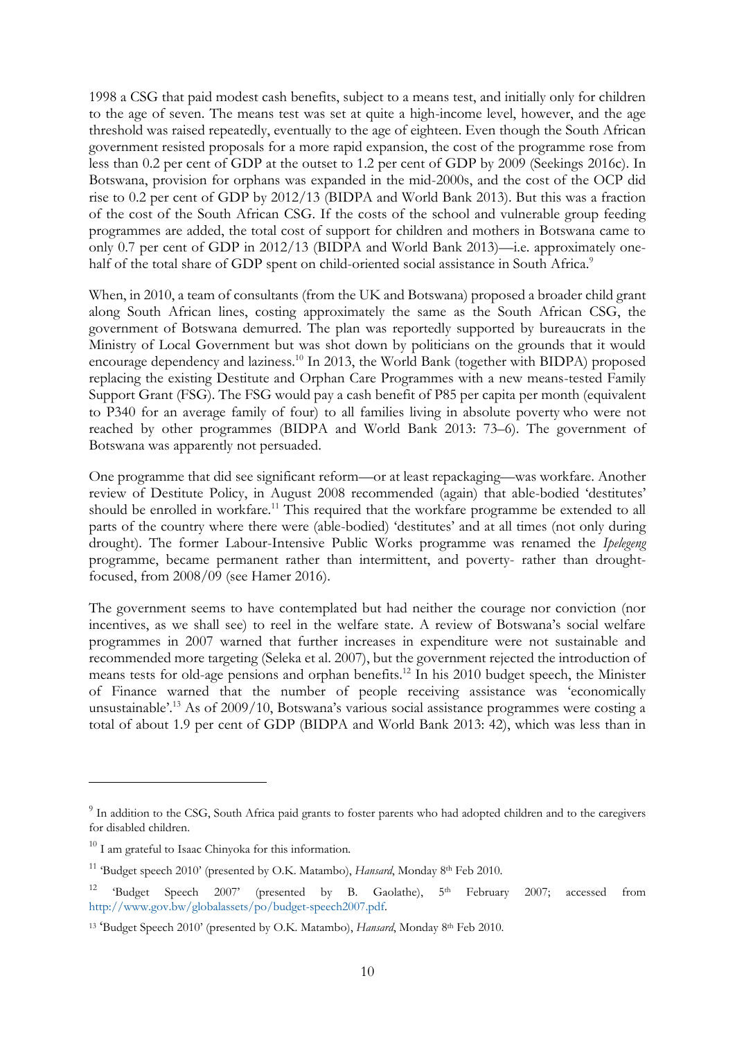1998 a CSG that paid modest cash benefits, subject to a means test, and initially only for children to the age of seven. The means test was set at quite a high-income level, however, and the age threshold was raised repeatedly, eventually to the age of eighteen. Even though the South African government resisted proposals for a more rapid expansion, the cost of the programme rose from less than 0.2 per cent of GDP at the outset to 1.2 per cent of GDP by 2009 (Seekings 2016c). In Botswana, provision for orphans was expanded in the mid-2000s, and the cost of the OCP did rise to 0.2 per cent of GDP by 2012/13 (BIDPA and World Bank 2013). But this was a fraction of the cost of the South African CSG. If the costs of the school and vulnerable group feeding programmes are added, the total cost of support for children and mothers in Botswana came to only 0.7 per cent of GDP in 2012/13 (BIDPA and World Bank 2013)—i.e. approximately one-half of the total share of GDP spent on child-oriented social assistance in South Africa.[9]

When, in 2010, a team of consultants (from the UK and Botswana) proposed a broader child grant along South African lines, costing approximately the same as the South African CSG, the government of Botswana demurred. The plan was reportedly supported by bureaucrats in the Ministry of Local Government but was shot down by politicians on the grounds that it would encourage dependency and laziness.[10] In 2013, the World Bank (together with BIDPA) proposed replacing the existing Destitute and Orphan Care Programmes with a new means-tested Family Support Grant (FSG). The FSG would pay a cash benefit of P85 per capita per month (equivalent to P340 for an average family of four) to all families living in absolute poverty who were not reached by other programmes (BIDPA and World Bank 2013: 73–6). The government of Botswana was apparently not persuaded.

One programme that did see significant reform—or at least repackaging—was workfare. Another review of Destitute Policy, in August 2008 recommended (again) that able-bodied 'destitutes' should be enrolled in workfare.[11] This required that the workfare programme be extended to all parts of the country where there were (able-bodied) 'destitutes' and at all times (not only during drought). The former Labour-Intensive Public Works programme was renamed the *Ipelegeng* programme, became permanent rather than intermittent, and poverty- rather than drought-focused, from 2008/09 (see Hamer 2016).

The government seems to have contemplated but had neither the courage nor conviction (nor incentives, as we shall see) to reel in the welfare state. A review of Botswana's social welfare programmes in 2007 warned that further increases in expenditure were not sustainable and recommended more targeting (Seleka et al. 2007), but the government rejected the introduction of means tests for old-age pensions and orphan benefits.[12] In his 2010 budget speech, the Minister of Finance warned that the number of people receiving assistance was 'economically unsustainable'.[13] As of 2009/10, Botswana's various social assistance programmes were costing a total of about 1.9 per cent of GDP (BIDPA and World Bank 2013: 42), which was less than in

---

[9] In addition to the CSG, South Africa paid grants to foster parents who had adopted children and to the caregivers for disabled children.

[10] I am grateful to Isaac Chinyoka for this information.

[11] 'Budget speech 2010' (presented by O.K. Matambo), *Hansard*, Monday 8th Feb 2010.

[12] 'Budget Speech 2007' (presented by B. Gaolathe), 5th February 2007; accessed from http://www.gov.bw/globalassets/po/budget-speech2007.pdf.

[13] 'Budget Speech 2010' (presented by O.K. Matambo), *Hansard*, Monday 8th Feb 2010.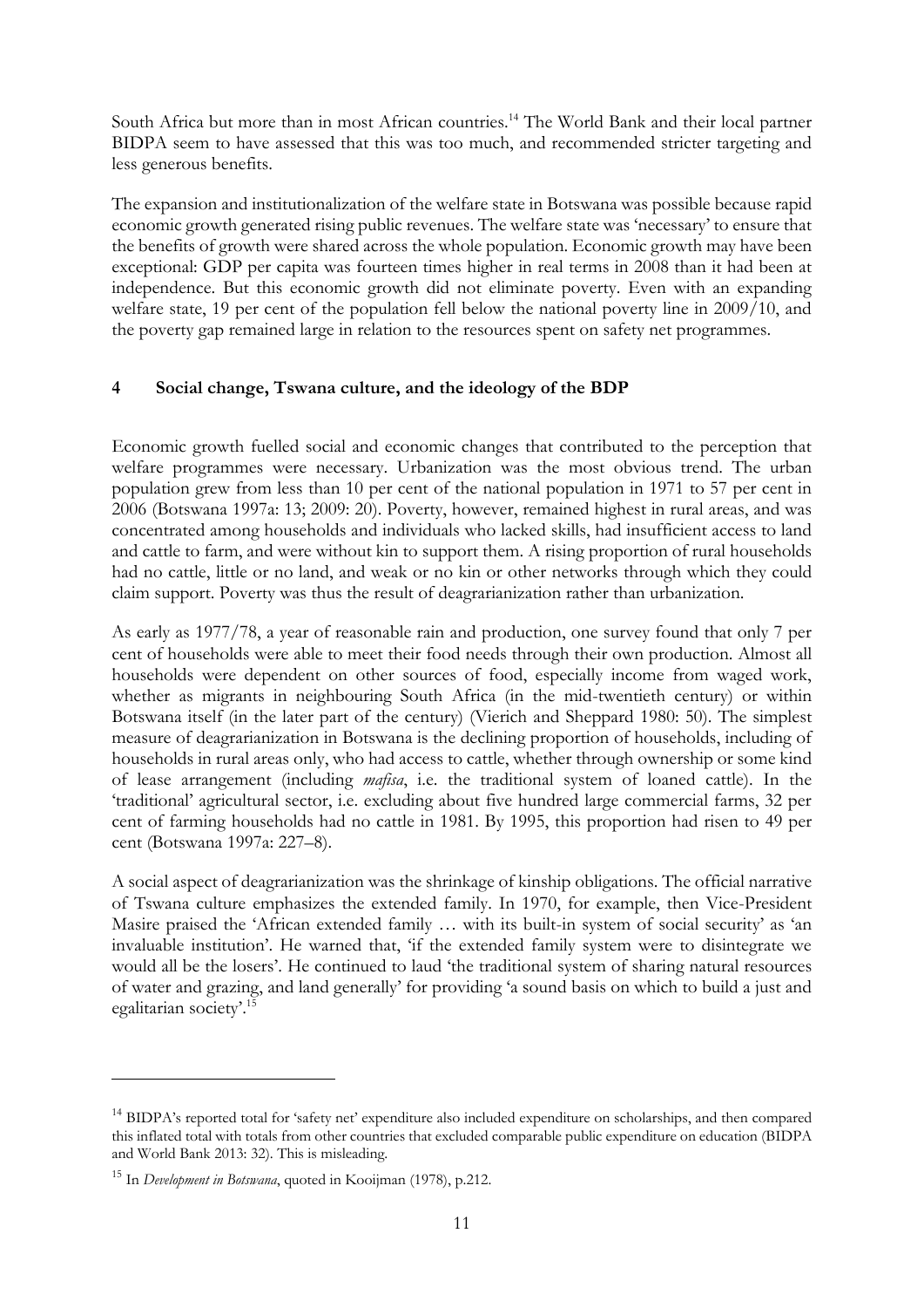South Africa but more than in most African countries.[14] The World Bank and their local partner BIDPA seem to have assessed that this was too much, and recommended stricter targeting and less generous benefits.

The expansion and institutionalization of the welfare state in Botswana was possible because rapid economic growth generated rising public revenues. The welfare state was 'necessary' to ensure that the benefits of growth were shared across the whole population. Economic growth may have been exceptional: GDP per capita was fourteen times higher in real terms in 2008 than it had been at independence. But this economic growth did not eliminate poverty. Even with an expanding welfare state, 19 per cent of the population fell below the national poverty line in 2009/10, and the poverty gap remained large in relation to the resources spent on safety net programmes.

## 4 Social change, Tswana culture, and the ideology of the BDP

Economic growth fuelled social and economic changes that contributed to the perception that welfare programmes were necessary. Urbanization was the most obvious trend. The urban population grew from less than 10 per cent of the national population in 1971 to 57 per cent in 2006 (Botswana 1997a: 13; 2009: 20). Poverty, however, remained highest in rural areas, and was concentrated among households and individuals who lacked skills, had insufficient access to land and cattle to farm, and were without kin to support them. A rising proportion of rural households had no cattle, little or no land, and weak or no kin or other networks through which they could claim support. Poverty was thus the result of deagrarianization rather than urbanization.

As early as 1977/78, a year of reasonable rain and production, one survey found that only 7 per cent of households were able to meet their food needs through their own production. Almost all households were dependent on other sources of food, especially income from waged work, whether as migrants in neighbouring South Africa (in the mid-twentieth century) or within Botswana itself (in the later part of the century) (Vierich and Sheppard 1980: 50). The simplest measure of deagrarianization in Botswana is the declining proportion of households, including of households in rural areas only, who had access to cattle, whether through ownership or some kind of lease arrangement (including *mafisa*, i.e. the traditional system of loaned cattle). In the 'traditional' agricultural sector, i.e. excluding about five hundred large commercial farms, 32 per cent of farming households had no cattle in 1981. By 1995, this proportion had risen to 49 per cent (Botswana 1997a: 227–8).

A social aspect of deagrarianization was the shrinkage of kinship obligations. The official narrative of Tswana culture emphasizes the extended family. In 1970, for example, then Vice-President Masire praised the 'African extended family … with its built-in system of social security' as 'an invaluable institution'. He warned that, 'if the extended family system were to disintegrate we would all be the losers'. He continued to laud 'the traditional system of sharing natural resources of water and grazing, and land generally' for providing 'a sound basis on which to build a just and egalitarian society'.[15]

---

[14] BIDPA's reported total for 'safety net' expenditure also included expenditure on scholarships, and then compared this inflated total with totals from other countries that excluded comparable public expenditure on education (BIDPA and World Bank 2013: 32). This is misleading.

[15] In *Development in Botswana*, quoted in Kooijman (1978), p.212.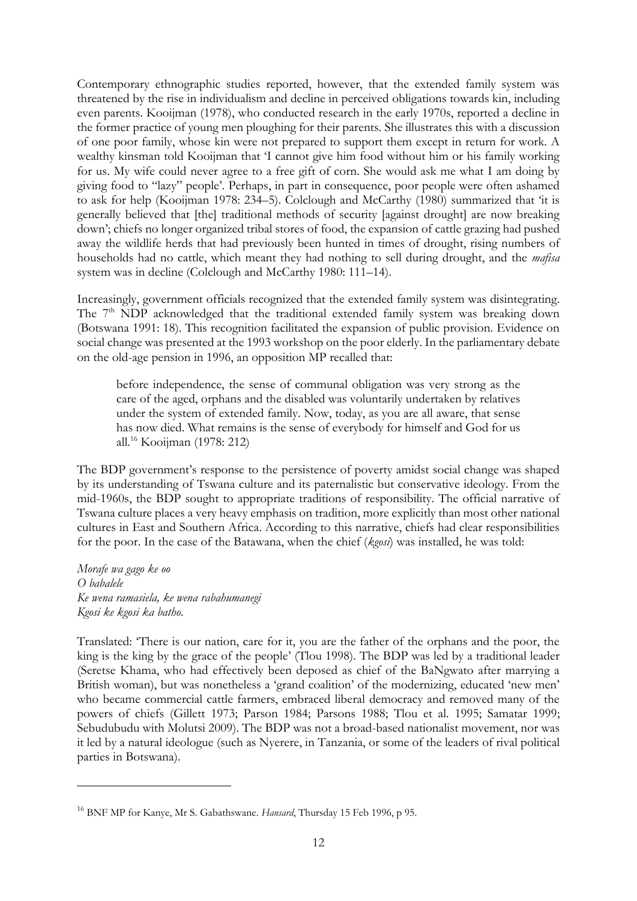Contemporary ethnographic studies reported, however, that the extended family system was threatened by the rise in individualism and decline in perceived obligations towards kin, including even parents. Kooijman (1978), who conducted research in the early 1970s, reported a decline in the former practice of young men ploughing for their parents. She illustrates this with a discussion of one poor family, whose kin were not prepared to support them except in return for work. A wealthy kinsman told Kooijman that 'I cannot give him food without him or his family working for us. My wife could never agree to a free gift of corn. She would ask me what I am doing by giving food to "lazy" people'. Perhaps, in part in consequence, poor people were often ashamed to ask for help (Kooijman 1978: 234–5). Colclough and McCarthy (1980) summarized that 'it is generally believed that [the] traditional methods of security [against drought] are now breaking down'; chiefs no longer organized tribal stores of food, the expansion of cattle grazing had pushed away the wildlife herds that had previously been hunted in times of drought, rising numbers of households had no cattle, which meant they had nothing to sell during drought, and the *mafisa* system was in decline (Colclough and McCarthy 1980: 111–14).

Increasingly, government officials recognized that the extended family system was disintegrating. The 7th NDP acknowledged that the traditional extended family system was breaking down (Botswana 1991: 18). This recognition facilitated the expansion of public provision. Evidence on social change was presented at the 1993 workshop on the poor elderly. In the parliamentary debate on the old-age pension in 1996, an opposition MP recalled that:

> before independence, the sense of communal obligation was very strong as the care of the aged, orphans and the disabled was voluntarily undertaken by relatives under the system of extended family. Now, today, as you are all aware, that sense has now died. What remains is the sense of everybody for himself and God for us all.[16] Kooijman (1978: 212)

The BDP government's response to the persistence of poverty amidst social change was shaped by its understanding of Tswana culture and its paternalistic but conservative ideology. From the mid-1960s, the BDP sought to appropriate traditions of responsibility. The official narrative of Tswana culture places a very heavy emphasis on tradition, more explicitly than most other national cultures in East and Southern Africa. According to this narrative, chiefs had clear responsibilities for the poor. In the case of the Batawana, when the chief (*kgosi*) was installed, he was told:

*Morafe wa gago ke oo*
*O babalele*
*Ke wena ramasiela, ke wena rabahumanegi*
*Kgosi ke kgosi ka batho.*

Translated: 'There is our nation, care for it, you are the father of the orphans and the poor, the king is the king by the grace of the people' (Tlou 1998). The BDP was led by a traditional leader (Seretse Khama, who had effectively been deposed as chief of the BaNgwato after marrying a British woman), but was nonetheless a 'grand coalition' of the modernizing, educated 'new men' who became commercial cattle farmers, embraced liberal democracy and removed many of the powers of chiefs (Gillett 1973; Parson 1984; Parsons 1988; Tlou et al. 1995; Samatar 1999; Sebudubudu with Molutsi 2009). The BDP was not a broad-based nationalist movement, nor was it led by a natural ideologue (such as Nyerere, in Tanzania, or some of the leaders of rival political parties in Botswana).

---

[16] BNF MP for Kanye, Mr S. Gabathswane. *Hansard*, Thursday 15 Feb 1996, p 95.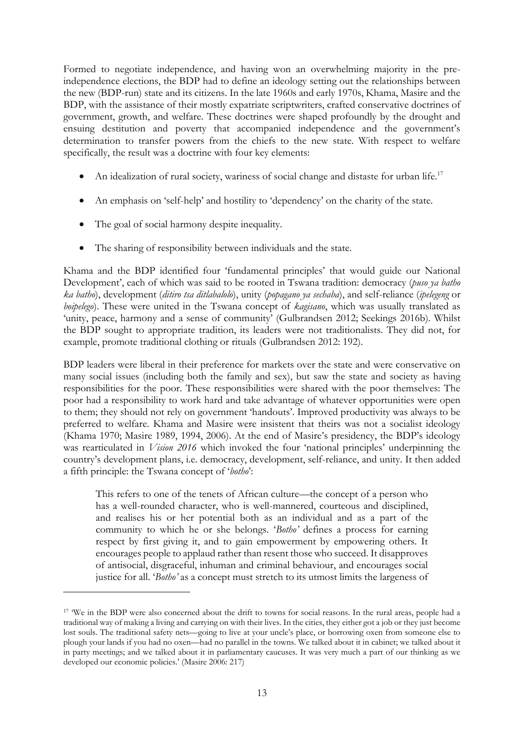Formed to negotiate independence, and having won an overwhelming majority in the pre-independence elections, the BDP had to define an ideology setting out the relationships between the new (BDP-run) state and its citizens. In the late 1960s and early 1970s, Khama, Masire and the BDP, with the assistance of their mostly expatriate scriptwriters, crafted conservative doctrines of government, growth, and welfare. These doctrines were shaped profoundly by the drought and ensuing destitution and poverty that accompanied independence and the government's determination to transfer powers from the chiefs to the new state. With respect to welfare specifically, the result was a doctrine with four key elements:

- An idealization of rural society, wariness of social change and distaste for urban life.[17]
- An emphasis on 'self-help' and hostility to 'dependency' on the charity of the state.
- The goal of social harmony despite inequality.
- The sharing of responsibility between individuals and the state.

Khama and the BDP identified four 'fundamental principles' that would guide our National Development', each of which was said to be rooted in Tswana tradition: democracy (*puso ya batho ka batho*), development (*ditiro tsa ditlabalolo*), unity (*popagano ya sechaba*), and self-reliance (*ipelegeng* or *boipelego*). These were united in the Tswana concept of *kagisano*, which was usually translated as 'unity, peace, harmony and a sense of community' (Gulbrandsen 2012; Seekings 2016b). Whilst the BDP sought to appropriate tradition, its leaders were not traditionalists. They did not, for example, promote traditional clothing or rituals (Gulbrandsen 2012: 192).

BDP leaders were liberal in their preference for markets over the state and were conservative on many social issues (including both the family and sex), but saw the state and society as having responsibilities for the poor. These responsibilities were shared with the poor themselves: The poor had a responsibility to work hard and take advantage of whatever opportunities were open to them; they should not rely on government 'handouts'. Improved productivity was always to be preferred to welfare. Khama and Masire were insistent that theirs was not a socialist ideology (Khama 1970; Masire 1989, 1994, 2006). At the end of Masire's presidency, the BDP's ideology was rearticulated in *Vision 2016* which invoked the four 'national principles' underpinning the country's development plans, i.e. democracy, development, self-reliance, and unity. It then added a fifth principle: the Tswana concept of '*botho*':

> This refers to one of the tenets of African culture—the concept of a person who has a well-rounded character, who is well-mannered, courteous and disciplined, and realises his or her potential both as an individual and as a part of the community to which he or she belongs. '*Botho'* defines a process for earning respect by first giving it, and to gain empowerment by empowering others. It encourages people to applaud rather than resent those who succeed. It disapproves of antisocial, disgraceful, inhuman and criminal behaviour, and encourages social justice for all. '*Botho'* as a concept must stretch to its utmost limits the largeness of

[17] 'We in the BDP were also concerned about the drift to towns for social reasons. In the rural areas, people had a traditional way of making a living and carrying on with their lives. In the cities, they either got a job or they just become lost souls. The traditional safety nets—going to live at your uncle's place, or borrowing oxen from someone else to plough your lands if you had no oxen—had no parallel in the towns. We talked about it in cabinet; we talked about it in party meetings; and we talked about it in parliamentary caucuses. It was very much a part of our thinking as we developed our economic policies.' (Masire 2006: 217)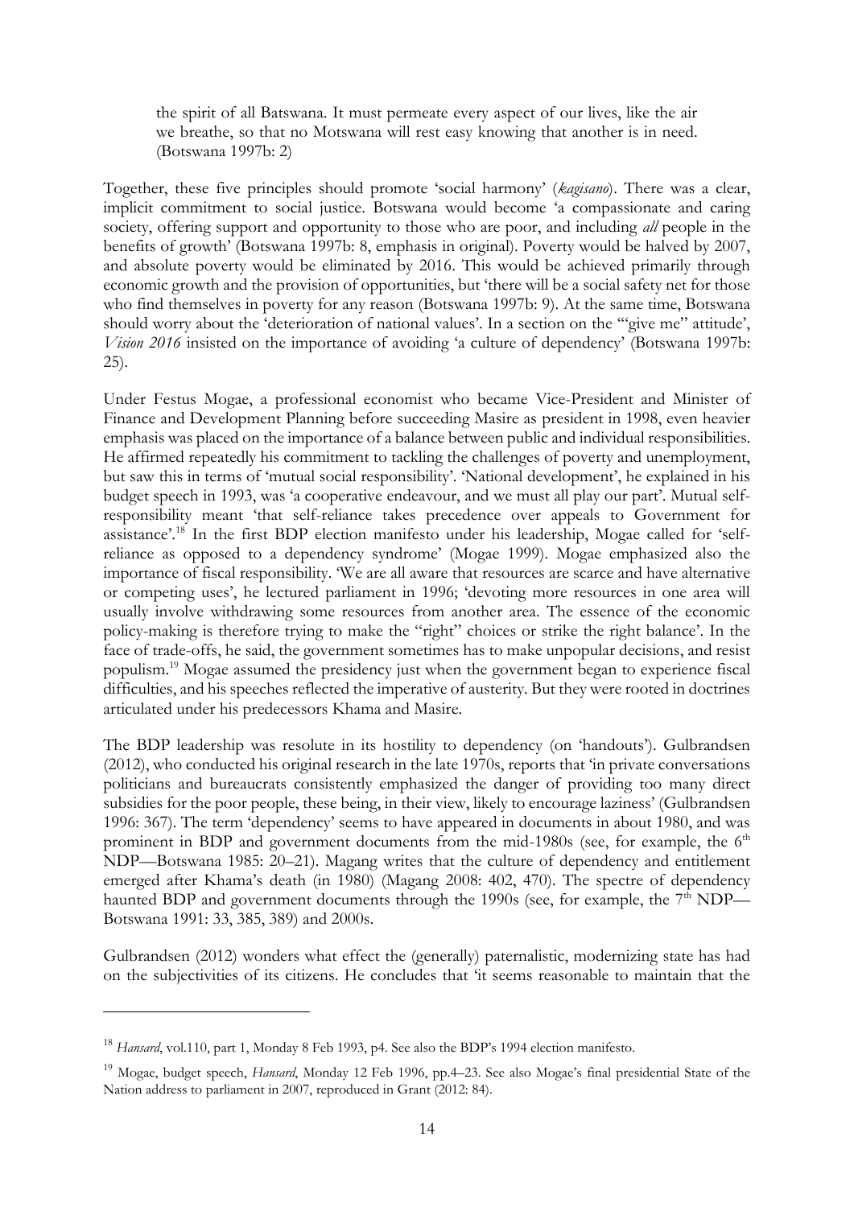> the spirit of all Batswana. It must permeate every aspect of our lives, like the air we breathe, so that no Motswana will rest easy knowing that another is in need. (Botswana 1997b: 2)

Together, these five principles should promote 'social harmony' (*kagisano*). There was a clear, implicit commitment to social justice. Botswana would become 'a compassionate and caring society, offering support and opportunity to those who are poor, and including *all* people in the benefits of growth' (Botswana 1997b: 8, emphasis in original). Poverty would be halved by 2007, and absolute poverty would be eliminated by 2016. This would be achieved primarily through economic growth and the provision of opportunities, but 'there will be a social safety net for those who find themselves in poverty for any reason (Botswana 1997b: 9). At the same time, Botswana should worry about the 'deterioration of national values'. In a section on the '"give me" attitude', *Vision 2016* insisted on the importance of avoiding 'a culture of dependency' (Botswana 1997b: 25).

Under Festus Mogae, a professional economist who became Vice-President and Minister of Finance and Development Planning before succeeding Masire as president in 1998, even heavier emphasis was placed on the importance of a balance between public and individual responsibilities. He affirmed repeatedly his commitment to tackling the challenges of poverty and unemployment, but saw this in terms of 'mutual social responsibility'. 'National development', he explained in his budget speech in 1993, was 'a cooperative endeavour, and we must all play our part'. Mutual self-responsibility meant 'that self-reliance takes precedence over appeals to Government for assistance'.[18] In the first BDP election manifesto under his leadership, Mogae called for 'self-reliance as opposed to a dependency syndrome' (Mogae 1999). Mogae emphasized also the importance of fiscal responsibility. 'We are all aware that resources are scarce and have alternative or competing uses', he lectured parliament in 1996; 'devoting more resources in one area will usually involve withdrawing some resources from another area. The essence of the economic policy-making is therefore trying to make the "right" choices or strike the right balance'. In the face of trade-offs, he said, the government sometimes has to make unpopular decisions, and resist populism.[19] Mogae assumed the presidency just when the government began to experience fiscal difficulties, and his speeches reflected the imperative of austerity. But they were rooted in doctrines articulated under his predecessors Khama and Masire.

The BDP leadership was resolute in its hostility to dependency (on 'handouts'). Gulbrandsen (2012), who conducted his original research in the late 1970s, reports that 'in private conversations politicians and bureaucrats consistently emphasized the danger of providing too many direct subsidies for the poor people, these being, in their view, likely to encourage laziness' (Gulbrandsen 1996: 367). The term 'dependency' seems to have appeared in documents in about 1980, and was prominent in BDP and government documents from the mid-1980s (see, for example, the 6th NDP—Botswana 1985: 20–21). Magang writes that the culture of dependency and entitlement emerged after Khama's death (in 1980) (Magang 2008: 402, 470). The spectre of dependency haunted BDP and government documents through the 1990s (see, for example, the 7th NDP—Botswana 1991: 33, 385, 389) and 2000s.

Gulbrandsen (2012) wonders what effect the (generally) paternalistic, modernizing state has had on the subjectivities of its citizens. He concludes that 'it seems reasonable to maintain that the

---

[18] *Hansard*, vol.110, part 1, Monday 8 Feb 1993, p4. See also the BDP's 1994 election manifesto.

[19] Mogae, budget speech, *Hansard*, Monday 12 Feb 1996, pp.4–23. See also Mogae's final presidential State of the Nation address to parliament in 2007, reproduced in Grant (2012: 84).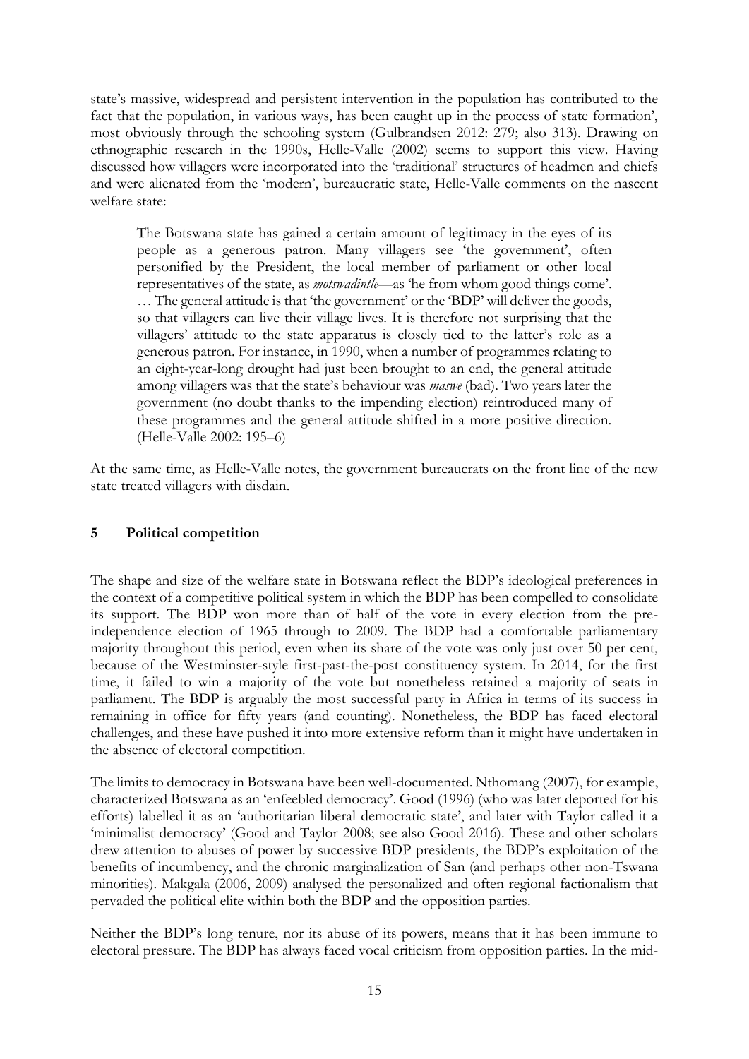state's massive, widespread and persistent intervention in the population has contributed to the fact that the population, in various ways, has been caught up in the process of state formation', most obviously through the schooling system (Gulbrandsen 2012: 279; also 313). Drawing on ethnographic research in the 1990s, Helle-Valle (2002) seems to support this view. Having discussed how villagers were incorporated into the 'traditional' structures of headmen and chiefs and were alienated from the 'modern', bureaucratic state, Helle-Valle comments on the nascent welfare state:

> The Botswana state has gained a certain amount of legitimacy in the eyes of its people as a generous patron. Many villagers see 'the government', often personified by the President, the local member of parliament or other local representatives of the state, as *motswadintle*—as 'he from whom good things come'. … The general attitude is that 'the government' or the 'BDP' will deliver the goods, so that villagers can live their village lives. It is therefore not surprising that the villagers' attitude to the state apparatus is closely tied to the latter's role as a generous patron. For instance, in 1990, when a number of programmes relating to an eight-year-long drought had just been brought to an end, the general attitude among villagers was that the state's behaviour was *maswe* (bad). Two years later the government (no doubt thanks to the impending election) reintroduced many of these programmes and the general attitude shifted in a more positive direction. (Helle-Valle 2002: 195–6)

At the same time, as Helle-Valle notes, the government bureaucrats on the front line of the new state treated villagers with disdain.

## 5 Political competition

The shape and size of the welfare state in Botswana reflect the BDP's ideological preferences in the context of a competitive political system in which the BDP has been compelled to consolidate its support. The BDP won more than of half of the vote in every election from the pre-independence election of 1965 through to 2009. The BDP had a comfortable parliamentary majority throughout this period, even when its share of the vote was only just over 50 per cent, because of the Westminster-style first-past-the-post constituency system. In 2014, for the first time, it failed to win a majority of the vote but nonetheless retained a majority of seats in parliament. The BDP is arguably the most successful party in Africa in terms of its success in remaining in office for fifty years (and counting). Nonetheless, the BDP has faced electoral challenges, and these have pushed it into more extensive reform than it might have undertaken in the absence of electoral competition.

The limits to democracy in Botswana have been well-documented. Nthomang (2007), for example, characterized Botswana as an 'enfeebled democracy'. Good (1996) (who was later deported for his efforts) labelled it as an 'authoritarian liberal democratic state', and later with Taylor called it a 'minimalist democracy' (Good and Taylor 2008; see also Good 2016). These and other scholars drew attention to abuses of power by successive BDP presidents, the BDP's exploitation of the benefits of incumbency, and the chronic marginalization of San (and perhaps other non-Tswana minorities). Makgala (2006, 2009) analysed the personalized and often regional factionalism that pervaded the political elite within both the BDP and the opposition parties.

Neither the BDP's long tenure, nor its abuse of its powers, means that it has been immune to electoral pressure. The BDP has always faced vocal criticism from opposition parties. In the mid-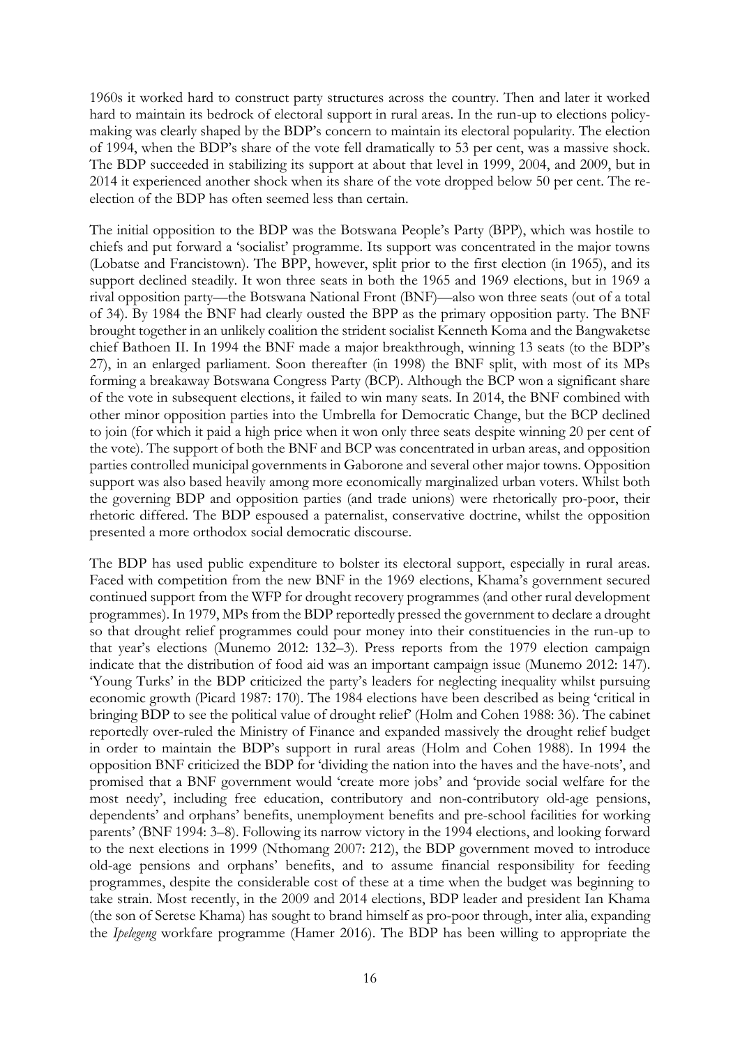1960s it worked hard to construct party structures across the country. Then and later it worked hard to maintain its bedrock of electoral support in rural areas. In the run-up to elections policy-making was clearly shaped by the BDP's concern to maintain its electoral popularity. The election of 1994, when the BDP's share of the vote fell dramatically to 53 per cent, was a massive shock. The BDP succeeded in stabilizing its support at about that level in 1999, 2004, and 2009, but in 2014 it experienced another shock when its share of the vote dropped below 50 per cent. The re-election of the BDP has often seemed less than certain.

The initial opposition to the BDP was the Botswana People's Party (BPP), which was hostile to chiefs and put forward a 'socialist' programme. Its support was concentrated in the major towns (Lobatse and Francistown). The BPP, however, split prior to the first election (in 1965), and its support declined steadily. It won three seats in both the 1965 and 1969 elections, but in 1969 a rival opposition party—the Botswana National Front (BNF)—also won three seats (out of a total of 34). By 1984 the BNF had clearly ousted the BPP as the primary opposition party. The BNF brought together in an unlikely coalition the strident socialist Kenneth Koma and the Bangwaketse chief Bathoen II. In 1994 the BNF made a major breakthrough, winning 13 seats (to the BDP's 27), in an enlarged parliament. Soon thereafter (in 1998) the BNF split, with most of its MPs forming a breakaway Botswana Congress Party (BCP). Although the BCP won a significant share of the vote in subsequent elections, it failed to win many seats. In 2014, the BNF combined with other minor opposition parties into the Umbrella for Democratic Change, but the BCP declined to join (for which it paid a high price when it won only three seats despite winning 20 per cent of the vote). The support of both the BNF and BCP was concentrated in urban areas, and opposition parties controlled municipal governments in Gaborone and several other major towns. Opposition support was also based heavily among more economically marginalized urban voters. Whilst both the governing BDP and opposition parties (and trade unions) were rhetorically pro-poor, their rhetoric differed. The BDP espoused a paternalist, conservative doctrine, whilst the opposition presented a more orthodox social democratic discourse.

The BDP has used public expenditure to bolster its electoral support, especially in rural areas. Faced with competition from the new BNF in the 1969 elections, Khama's government secured continued support from the WFP for drought recovery programmes (and other rural development programmes). In 1979, MPs from the BDP reportedly pressed the government to declare a drought so that drought relief programmes could pour money into their constituencies in the run-up to that year's elections (Munemo 2012: 132–3). Press reports from the 1979 election campaign indicate that the distribution of food aid was an important campaign issue (Munemo 2012: 147). 'Young Turks' in the BDP criticized the party's leaders for neglecting inequality whilst pursuing economic growth (Picard 1987: 170). The 1984 elections have been described as being 'critical in bringing BDP to see the political value of drought relief' (Holm and Cohen 1988: 36). The cabinet reportedly over-ruled the Ministry of Finance and expanded massively the drought relief budget in order to maintain the BDP's support in rural areas (Holm and Cohen 1988). In 1994 the opposition BNF criticized the BDP for 'dividing the nation into the haves and the have-nots', and promised that a BNF government would 'create more jobs' and 'provide social welfare for the most needy', including free education, contributory and non-contributory old-age pensions, dependents' and orphans' benefits, unemployment benefits and pre-school facilities for working parents' (BNF 1994: 3–8). Following its narrow victory in the 1994 elections, and looking forward to the next elections in 1999 (Nthomang 2007: 212), the BDP government moved to introduce old-age pensions and orphans' benefits, and to assume financial responsibility for feeding programmes, despite the considerable cost of these at a time when the budget was beginning to take strain. Most recently, in the 2009 and 2014 elections, BDP leader and president Ian Khama (the son of Seretse Khama) has sought to brand himself as pro-poor through, inter alia, expanding the *Ipelegeng* workfare programme (Hamer 2016). The BDP has been willing to appropriate the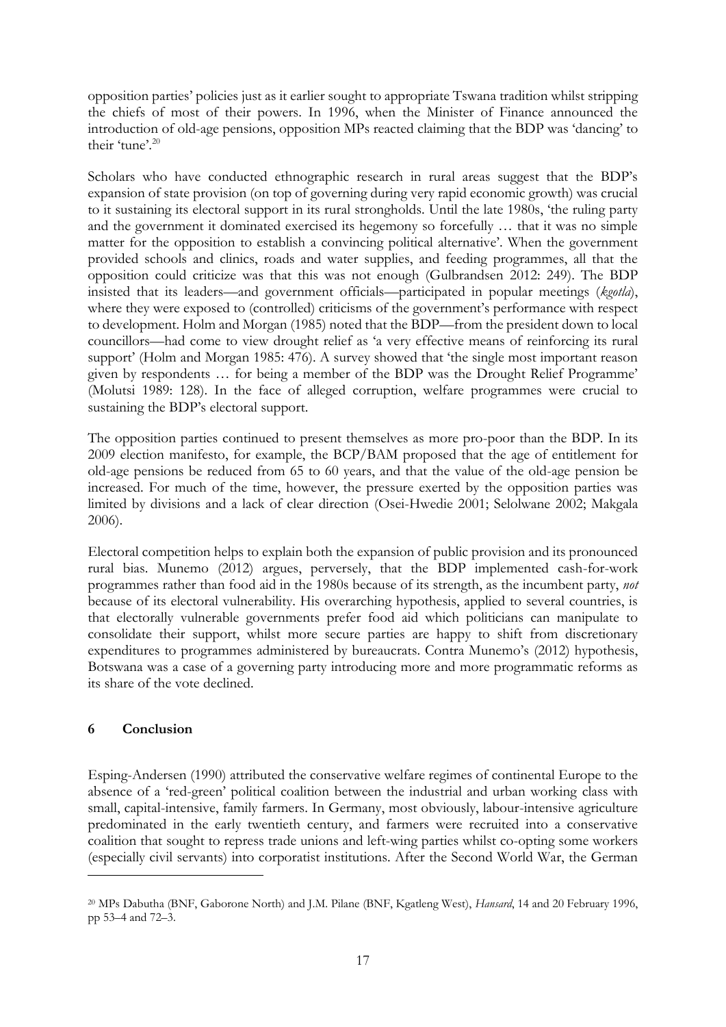opposition parties' policies just as it earlier sought to appropriate Tswana tradition whilst stripping the chiefs of most of their powers. In 1996, when the Minister of Finance announced the introduction of old-age pensions, opposition MPs reacted claiming that the BDP was 'dancing' to their 'tune'.[20]

Scholars who have conducted ethnographic research in rural areas suggest that the BDP's expansion of state provision (on top of governing during very rapid economic growth) was crucial to it sustaining its electoral support in its rural strongholds. Until the late 1980s, 'the ruling party and the government it dominated exercised its hegemony so forcefully … that it was no simple matter for the opposition to establish a convincing political alternative'. When the government provided schools and clinics, roads and water supplies, and feeding programmes, all that the opposition could criticize was that this was not enough (Gulbrandsen 2012: 249). The BDP insisted that its leaders—and government officials—participated in popular meetings (*kgotla*), where they were exposed to (controlled) criticisms of the government's performance with respect to development. Holm and Morgan (1985) noted that the BDP—from the president down to local councillors—had come to view drought relief as 'a very effective means of reinforcing its rural support' (Holm and Morgan 1985: 476). A survey showed that 'the single most important reason given by respondents … for being a member of the BDP was the Drought Relief Programme' (Molutsi 1989: 128). In the face of alleged corruption, welfare programmes were crucial to sustaining the BDP's electoral support.

The opposition parties continued to present themselves as more pro-poor than the BDP. In its 2009 election manifesto, for example, the BCP/BAM proposed that the age of entitlement for old-age pensions be reduced from 65 to 60 years, and that the value of the old-age pension be increased. For much of the time, however, the pressure exerted by the opposition parties was limited by divisions and a lack of clear direction (Osei-Hwedie 2001; Selolwane 2002; Makgala 2006).

Electoral competition helps to explain both the expansion of public provision and its pronounced rural bias. Munemo (2012) argues, perversely, that the BDP implemented cash-for-work programmes rather than food aid in the 1980s because of its strength, as the incumbent party, *not* because of its electoral vulnerability. His overarching hypothesis, applied to several countries, is that electorally vulnerable governments prefer food aid which politicians can manipulate to consolidate their support, whilst more secure parties are happy to shift from discretionary expenditures to programmes administered by bureaucrats. Contra Munemo's (2012) hypothesis, Botswana was a case of a governing party introducing more and more programmatic reforms as its share of the vote declined.

## 6 Conclusion

Esping-Andersen (1990) attributed the conservative welfare regimes of continental Europe to the absence of a 'red-green' political coalition between the industrial and urban working class with small, capital-intensive, family farmers. In Germany, most obviously, labour-intensive agriculture predominated in the early twentieth century, and farmers were recruited into a conservative coalition that sought to repress trade unions and left-wing parties whilst co-opting some workers (especially civil servants) into corporatist institutions. After the Second World War, the German

---

[20] MPs Dabutha (BNF, Gaborone North) and J.M. Pilane (BNF, Kgatleng West), *Hansard*, 14 and 20 February 1996, pp 53–4 and 72–3.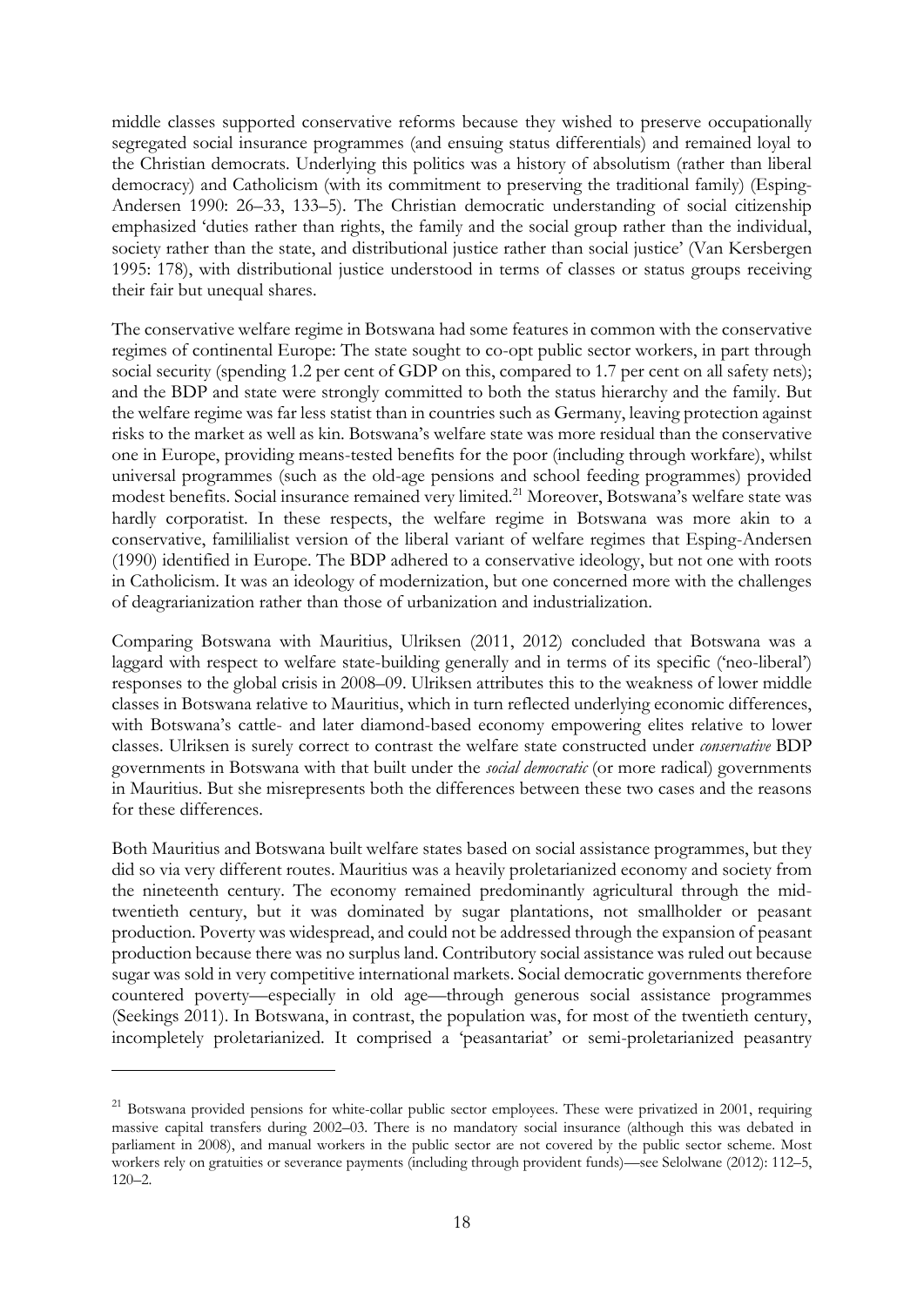middle classes supported conservative reforms because they wished to preserve occupationally segregated social insurance programmes (and ensuing status differentials) and remained loyal to the Christian democrats. Underlying this politics was a history of absolutism (rather than liberal democracy) and Catholicism (with its commitment to preserving the traditional family) (Esping-Andersen 1990: 26–33, 133–5). The Christian democratic understanding of social citizenship emphasized 'duties rather than rights, the family and the social group rather than the individual, society rather than the state, and distributional justice rather than social justice' (Van Kersbergen 1995: 178), with distributional justice understood in terms of classes or status groups receiving their fair but unequal shares.

The conservative welfare regime in Botswana had some features in common with the conservative regimes of continental Europe: The state sought to co-opt public sector workers, in part through social security (spending 1.2 per cent of GDP on this, compared to 1.7 per cent on all safety nets); and the BDP and state were strongly committed to both the status hierarchy and the family. But the welfare regime was far less statist than in countries such as Germany, leaving protection against risks to the market as well as kin. Botswana's welfare state was more residual than the conservative one in Europe, providing means-tested benefits for the poor (including through workfare), whilst universal programmes (such as the old-age pensions and school feeding programmes) provided modest benefits. Social insurance remained very limited.[21] Moreover, Botswana's welfare state was hardly corporatist. In these respects, the welfare regime in Botswana was more akin to a conservative, famililialist version of the liberal variant of welfare regimes that Esping-Andersen (1990) identified in Europe. The BDP adhered to a conservative ideology, but not one with roots in Catholicism. It was an ideology of modernization, but one concerned more with the challenges of deagrarianization rather than those of urbanization and industrialization.

Comparing Botswana with Mauritius, Ulriksen (2011, 2012) concluded that Botswana was a laggard with respect to welfare state-building generally and in terms of its specific ('neo-liberal') responses to the global crisis in 2008–09. Ulriksen attributes this to the weakness of lower middle classes in Botswana relative to Mauritius, which in turn reflected underlying economic differences, with Botswana's cattle- and later diamond-based economy empowering elites relative to lower classes. Ulriksen is surely correct to contrast the welfare state constructed under *conservative* BDP governments in Botswana with that built under the *social democratic* (or more radical) governments in Mauritius. But she misrepresents both the differences between these two cases and the reasons for these differences.

Both Mauritius and Botswana built welfare states based on social assistance programmes, but they did so via very different routes. Mauritius was a heavily proletarianized economy and society from the nineteenth century. The economy remained predominantly agricultural through the mid-twentieth century, but it was dominated by sugar plantations, not smallholder or peasant production. Poverty was widespread, and could not be addressed through the expansion of peasant production because there was no surplus land. Contributory social assistance was ruled out because sugar was sold in very competitive international markets. Social democratic governments therefore countered poverty—especially in old age—through generous social assistance programmes (Seekings 2011). In Botswana, in contrast, the population was, for most of the twentieth century, incompletely proletarianized. It comprised a 'peasantariat' or semi-proletarianized peasantry

---

[21] Botswana provided pensions for white-collar public sector employees. These were privatized in 2001, requiring massive capital transfers during 2002–03. There is no mandatory social insurance (although this was debated in parliament in 2008), and manual workers in the public sector are not covered by the public sector scheme. Most workers rely on gratuities or severance payments (including through provident funds)—see Selolwane (2012): 112–5, 120–2.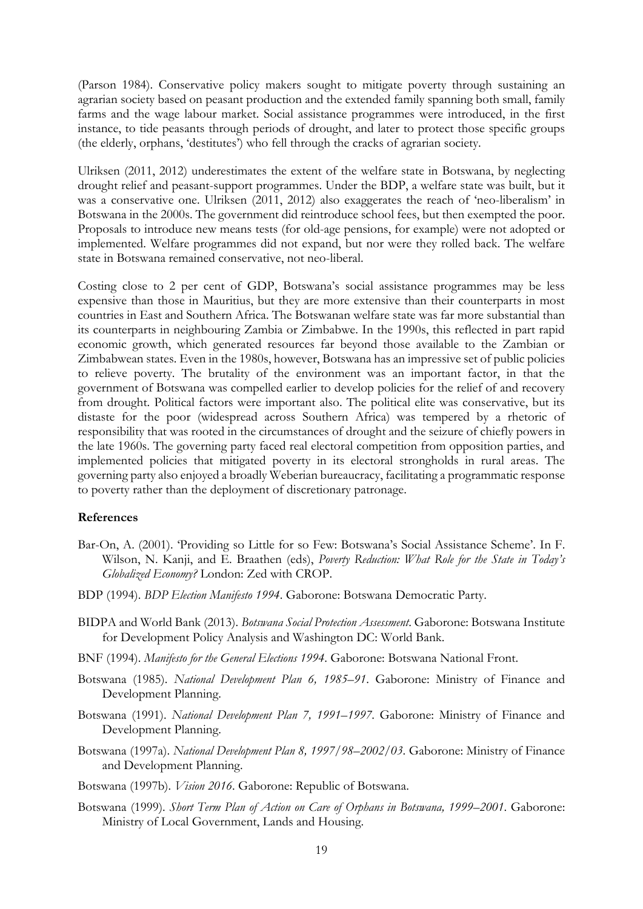(Parson 1984). Conservative policy makers sought to mitigate poverty through sustaining an agrarian society based on peasant production and the extended family spanning both small, family farms and the wage labour market. Social assistance programmes were introduced, in the first instance, to tide peasants through periods of drought, and later to protect those specific groups (the elderly, orphans, 'destitutes') who fell through the cracks of agrarian society.

Ulriksen (2011, 2012) underestimates the extent of the welfare state in Botswana, by neglecting drought relief and peasant-support programmes. Under the BDP, a welfare state was built, but it was a conservative one. Ulriksen (2011, 2012) also exaggerates the reach of 'neo-liberalism' in Botswana in the 2000s. The government did reintroduce school fees, but then exempted the poor. Proposals to introduce new means tests (for old-age pensions, for example) were not adopted or implemented. Welfare programmes did not expand, but nor were they rolled back. The welfare state in Botswana remained conservative, not neo-liberal.

Costing close to 2 per cent of GDP, Botswana's social assistance programmes may be less expensive than those in Mauritius, but they are more extensive than their counterparts in most countries in East and Southern Africa. The Botswanan welfare state was far more substantial than its counterparts in neighbouring Zambia or Zimbabwe. In the 1990s, this reflected in part rapid economic growth, which generated resources far beyond those available to the Zambian or Zimbabwean states. Even in the 1980s, however, Botswana has an impressive set of public policies to relieve poverty. The brutality of the environment was an important factor, in that the government of Botswana was compelled earlier to develop policies for the relief of and recovery from drought. Political factors were important also. The political elite was conservative, but its distaste for the poor (widespread across Southern Africa) was tempered by a rhetoric of responsibility that was rooted in the circumstances of drought and the seizure of chiefly powers in the late 1960s. The governing party faced real electoral competition from opposition parties, and implemented policies that mitigated poverty in its electoral strongholds in rural areas. The governing party also enjoyed a broadly Weberian bureaucracy, facilitating a programmatic response to poverty rather than the deployment of discretionary patronage.

**References**

Bar-On, A. (2001). 'Providing so Little for so Few: Botswana's Social Assistance Scheme'. In F. Wilson, N. Kanji, and E. Braathen (eds), *Poverty Reduction: What Role for the State in Today's Globalized Economy?* London: Zed with CROP.

BDP (1994). *BDP Election Manifesto 1994*. Gaborone: Botswana Democratic Party.

BIDPA and World Bank (2013). *Botswana Social Protection Assessment*. Gaborone: Botswana Institute for Development Policy Analysis and Washington DC: World Bank.

BNF (1994). *Manifesto for the General Elections 1994*. Gaborone: Botswana National Front.

Botswana (1985). *National Development Plan 6, 1985–91*. Gaborone: Ministry of Finance and Development Planning.

Botswana (1991). *National Development Plan 7, 1991–1997*. Gaborone: Ministry of Finance and Development Planning.

Botswana (1997a). *National Development Plan 8, 1997/98–2002/03*. Gaborone: Ministry of Finance and Development Planning.

Botswana (1997b). *Vision 2016*. Gaborone: Republic of Botswana.

Botswana (1999). *Short Term Plan of Action on Care of Orphans in Botswana, 1999–2001*. Gaborone: Ministry of Local Government, Lands and Housing.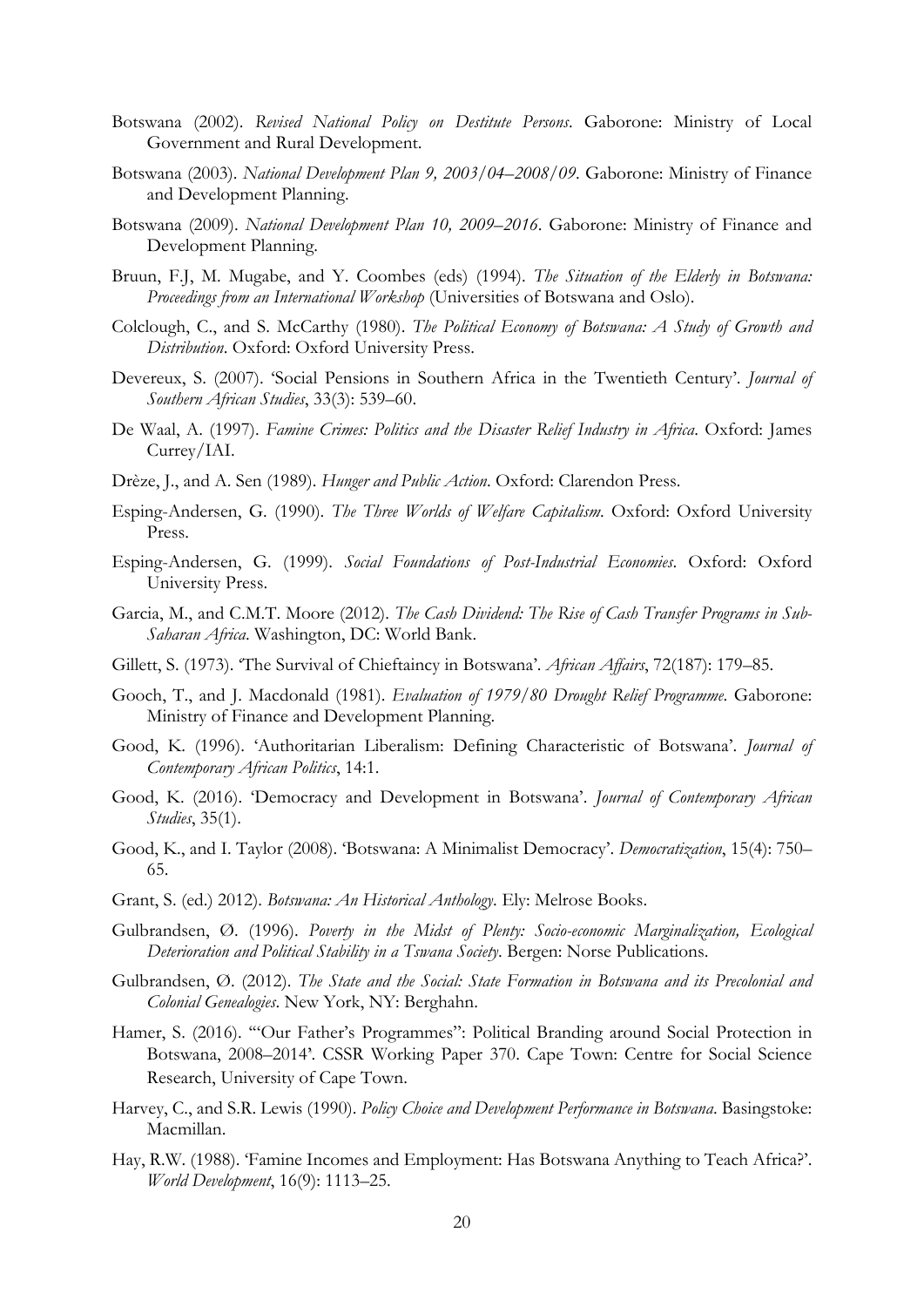Botswana (2002). *Revised National Policy on Destitute Persons*. Gaborone: Ministry of Local Government and Rural Development.

Botswana (2003). *National Development Plan 9, 2003/04–2008/09*. Gaborone: Ministry of Finance and Development Planning.

Botswana (2009). *National Development Plan 10, 2009–2016*. Gaborone: Ministry of Finance and Development Planning.

Bruun, F.J, M. Mugabe, and Y. Coombes (eds) (1994). *The Situation of the Elderly in Botswana: Proceedings from an International Workshop* (Universities of Botswana and Oslo).

Colclough, C., and S. McCarthy (1980). *The Political Economy of Botswana: A Study of Growth and Distribution*. Oxford: Oxford University Press.

Devereux, S. (2007). 'Social Pensions in Southern Africa in the Twentieth Century'. *Journal of Southern African Studies*, 33(3): 539–60.

De Waal, A. (1997). *Famine Crimes: Politics and the Disaster Relief Industry in Africa*. Oxford: James Currey/IAI.

Drèze, J., and A. Sen (1989). *Hunger and Public Action*. Oxford: Clarendon Press.

Esping-Andersen, G. (1990). *The Three Worlds of Welfare Capitalism*. Oxford: Oxford University Press.

Esping-Andersen, G. (1999). *Social Foundations of Post-Industrial Economies*. Oxford: Oxford University Press.

Garcia, M., and C.M.T. Moore (2012). *The Cash Dividend: The Rise of Cash Transfer Programs in Sub-Saharan Africa*. Washington, DC: World Bank.

Gillett, S. (1973). 'The Survival of Chieftaincy in Botswana'. *African Affairs*, 72(187): 179–85.

Gooch, T., and J. Macdonald (1981). *Evaluation of 1979/80 Drought Relief Programme*. Gaborone: Ministry of Finance and Development Planning.

Good, K. (1996). 'Authoritarian Liberalism: Defining Characteristic of Botswana'. *Journal of Contemporary African Politics*, 14:1.

Good, K. (2016). 'Democracy and Development in Botswana'. *Journal of Contemporary African Studies*, 35(1).

Good, K., and I. Taylor (2008). 'Botswana: A Minimalist Democracy'. *Democratization*, 15(4): 750–65.

Grant, S. (ed.) 2012). *Botswana: An Historical Anthology*. Ely: Melrose Books.

Gulbrandsen, Ø. (1996). *Poverty in the Midst of Plenty: Socio-economic Marginalization, Ecological Deterioration and Political Stability in a Tswana Society*. Bergen: Norse Publications.

Gulbrandsen, Ø. (2012). *The State and the Social: State Formation in Botswana and its Precolonial and Colonial Genealogies*. New York, NY: Berghahn.

Hamer, S. (2016). '"Our Father's Programmes": Political Branding around Social Protection in Botswana, 2008–2014'. CSSR Working Paper 370. Cape Town: Centre for Social Science Research, University of Cape Town.

Harvey, C., and S.R. Lewis (1990). *Policy Choice and Development Performance in Botswana*. Basingstoke: Macmillan.

Hay, R.W. (1988). 'Famine Incomes and Employment: Has Botswana Anything to Teach Africa?'. *World Development*, 16(9): 1113–25.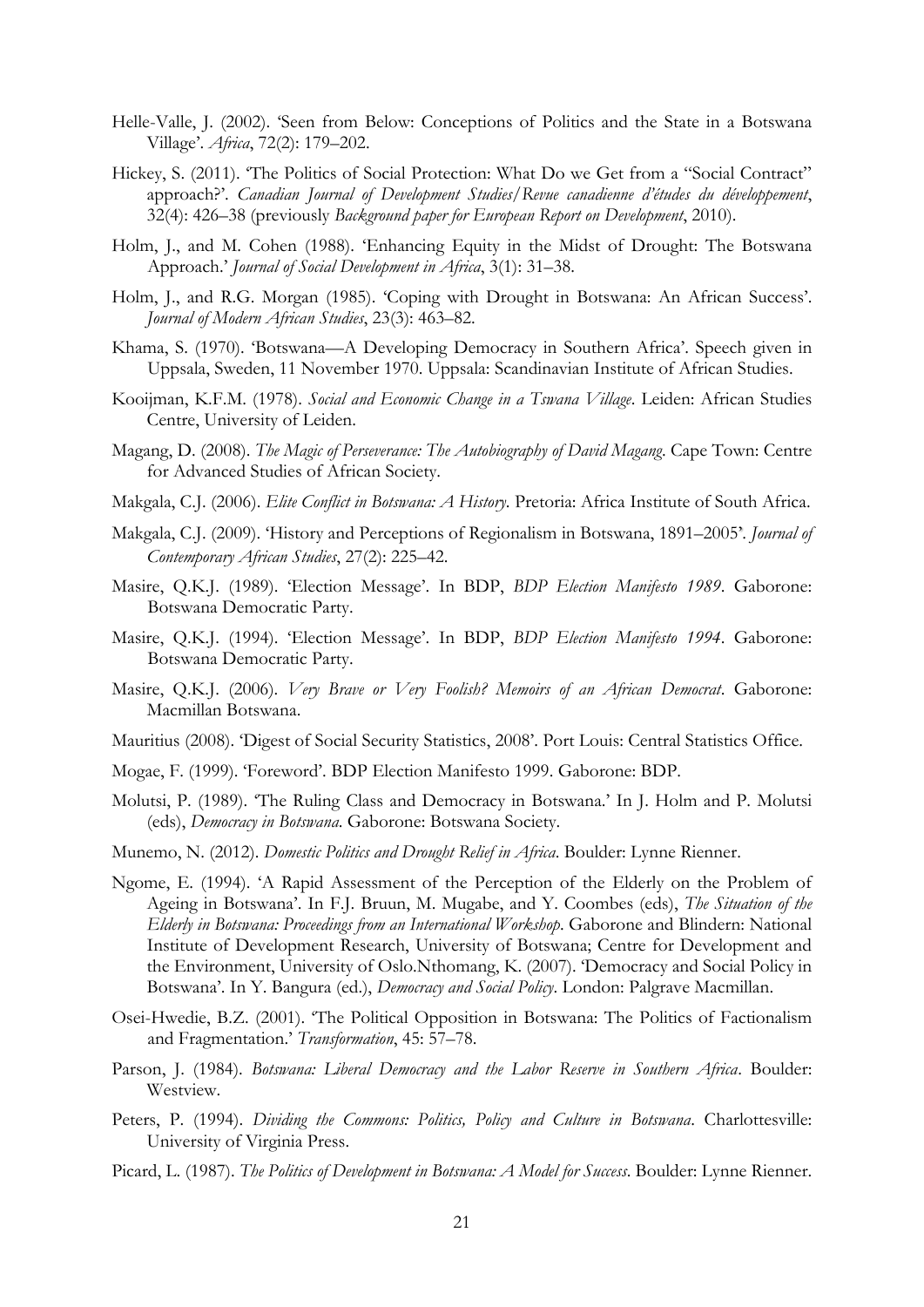Helle-Valle, J. (2002). 'Seen from Below: Conceptions of Politics and the State in a Botswana Village'. *Africa*, 72(2): 179–202.

Hickey, S. (2011). 'The Politics of Social Protection: What Do we Get from a "Social Contract" approach?'. *Canadian Journal of Development Studies/Revue canadienne d'études du développement*, 32(4): 426–38 (previously *Background paper for European Report on Development*, 2010).

Holm, J., and M. Cohen (1988). 'Enhancing Equity in the Midst of Drought: The Botswana Approach.' *Journal of Social Development in Africa*, 3(1): 31–38.

Holm, J., and R.G. Morgan (1985). 'Coping with Drought in Botswana: An African Success'. *Journal of Modern African Studies*, 23(3): 463–82.

Khama, S. (1970). 'Botswana—A Developing Democracy in Southern Africa'. Speech given in Uppsala, Sweden, 11 November 1970. Uppsala: Scandinavian Institute of African Studies.

Kooijman, K.F.M. (1978). *Social and Economic Change in a Tswana Village*. Leiden: African Studies Centre, University of Leiden.

Magang, D. (2008). *The Magic of Perseverance: The Autobiography of David Magang*. Cape Town: Centre for Advanced Studies of African Society.

Makgala, C.J. (2006). *Elite Conflict in Botswana: A History*. Pretoria: Africa Institute of South Africa.

Makgala, C.J. (2009). 'History and Perceptions of Regionalism in Botswana, 1891–2005'. *Journal of Contemporary African Studies*, 27(2): 225–42.

Masire, Q.K.J. (1989). 'Election Message'. In BDP, *BDP Election Manifesto 1989*. Gaborone: Botswana Democratic Party.

Masire, Q.K.J. (1994). 'Election Message'. In BDP, *BDP Election Manifesto 1994*. Gaborone: Botswana Democratic Party.

Masire, Q.K.J. (2006). *Very Brave or Very Foolish? Memoirs of an African Democrat*. Gaborone: Macmillan Botswana.

Mauritius (2008). 'Digest of Social Security Statistics, 2008'. Port Louis: Central Statistics Office.

Mogae, F. (1999). 'Foreword'. BDP Election Manifesto 1999. Gaborone: BDP.

Molutsi, P. (1989). 'The Ruling Class and Democracy in Botswana.' In J. Holm and P. Molutsi (eds), *Democracy in Botswana*. Gaborone: Botswana Society.

Munemo, N. (2012). *Domestic Politics and Drought Relief in Africa*. Boulder: Lynne Rienner.

Ngome, E. (1994). 'A Rapid Assessment of the Perception of the Elderly on the Problem of Ageing in Botswana'. In F.J. Bruun, M. Mugabe, and Y. Coombes (eds), *The Situation of the Elderly in Botswana: Proceedings from an International Workshop*. Gaborone and Blindern: National Institute of Development Research, University of Botswana; Centre for Development and the Environment, University of Oslo.Nthomang, K. (2007). 'Democracy and Social Policy in Botswana'. In Y. Bangura (ed.), *Democracy and Social Policy*. London: Palgrave Macmillan.

Osei-Hwedie, B.Z. (2001). 'The Political Opposition in Botswana: The Politics of Factionalism and Fragmentation.' *Transformation*, 45: 57–78.

Parson, J. (1984). *Botswana: Liberal Democracy and the Labor Reserve in Southern Africa*. Boulder: Westview.

Peters, P. (1994). *Dividing the Commons: Politics, Policy and Culture in Botswana*. Charlottesville: University of Virginia Press.

Picard, L. (1987). *The Politics of Development in Botswana: A Model for Success*. Boulder: Lynne Rienner.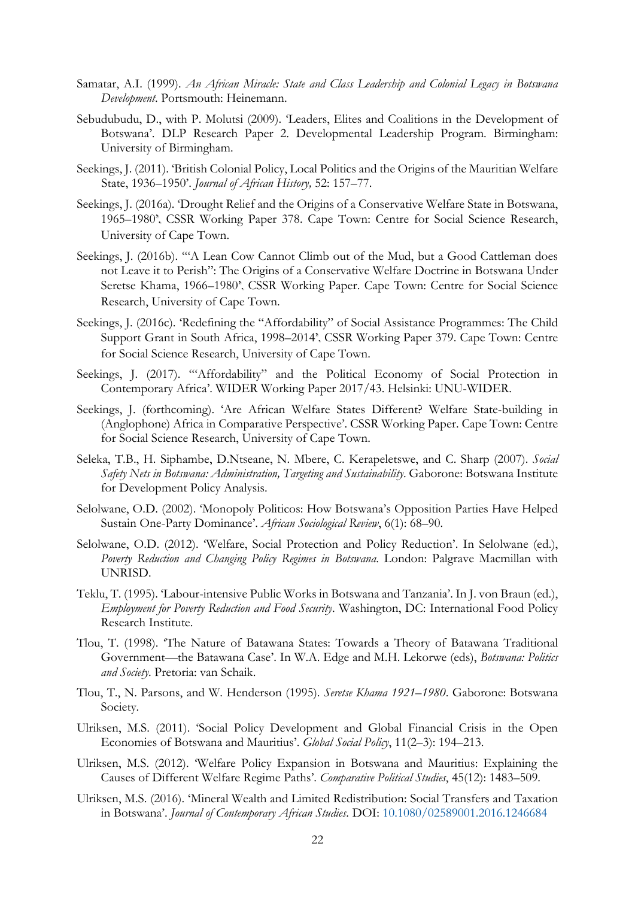Samatar, A.I. (1999). *An African Miracle: State and Class Leadership and Colonial Legacy in Botswana Development*. Portsmouth: Heinemann.

Sebudubudu, D., with P. Molutsi (2009). 'Leaders, Elites and Coalitions in the Development of Botswana'. DLP Research Paper 2. Developmental Leadership Program. Birmingham: University of Birmingham.

Seekings, J. (2011). 'British Colonial Policy, Local Politics and the Origins of the Mauritian Welfare State, 1936–1950'. *Journal of African History,* 52: 157–77.

Seekings, J. (2016a). 'Drought Relief and the Origins of a Conservative Welfare State in Botswana, 1965–1980'. CSSR Working Paper 378. Cape Town: Centre for Social Science Research, University of Cape Town.

Seekings, J. (2016b). '"A Lean Cow Cannot Climb out of the Mud, but a Good Cattleman does not Leave it to Perish": The Origins of a Conservative Welfare Doctrine in Botswana Under Seretse Khama, 1966–1980'. CSSR Working Paper. Cape Town: Centre for Social Science Research, University of Cape Town.

Seekings, J. (2016c). 'Redefining the "Affordability" of Social Assistance Programmes: The Child Support Grant in South Africa, 1998–2014'. CSSR Working Paper 379. Cape Town: Centre for Social Science Research, University of Cape Town.

Seekings, J. (2017). '"Affordability" and the Political Economy of Social Protection in Contemporary Africa'. WIDER Working Paper 2017/43. Helsinki: UNU-WIDER.

Seekings, J. (forthcoming). 'Are African Welfare States Different? Welfare State-building in (Anglophone) Africa in Comparative Perspective'. CSSR Working Paper. Cape Town: Centre for Social Science Research, University of Cape Town.

Seleka, T.B., H. Siphambe, D.Ntseane, N. Mbere, C. Kerapeletswe, and C. Sharp (2007). *Social Safety Nets in Botswana: Administration, Targeting and Sustainability*. Gaborone: Botswana Institute for Development Policy Analysis.

Selolwane, O.D. (2002). 'Monopoly Politicos: How Botswana's Opposition Parties Have Helped Sustain One-Party Dominance'. *African Sociological Review*, 6(1): 68–90.

Selolwane, O.D. (2012). 'Welfare, Social Protection and Policy Reduction'. In Selolwane (ed.), *Poverty Reduction and Changing Policy Regimes in Botswana.* London: Palgrave Macmillan with UNRISD.

Teklu, T. (1995). 'Labour-intensive Public Works in Botswana and Tanzania'. In J. von Braun (ed.), *Employment for Poverty Reduction and Food Security*. Washington, DC: International Food Policy Research Institute.

Tlou, T. (1998). 'The Nature of Batawana States: Towards a Theory of Batawana Traditional Government—the Batawana Case'. In W.A. Edge and M.H. Lekorwe (eds), *Botswana: Politics and Society.* Pretoria: van Schaik.

Tlou, T., N. Parsons, and W. Henderson (1995). *Seretse Khama 1921–1980*. Gaborone: Botswana Society.

Ulriksen, M.S. (2011). 'Social Policy Development and Global Financial Crisis in the Open Economies of Botswana and Mauritius'. *Global Social Policy*, 11(2–3): 194–213.

Ulriksen, M.S. (2012). 'Welfare Policy Expansion in Botswana and Mauritius: Explaining the Causes of Different Welfare Regime Paths'. *Comparative Political Studies*, 45(12): 1483–509.

Ulriksen, M.S. (2016). 'Mineral Wealth and Limited Redistribution: Social Transfers and Taxation in Botswana'. *Journal of Contemporary African Studies*. DOI: 10.1080/02589001.2016.1246684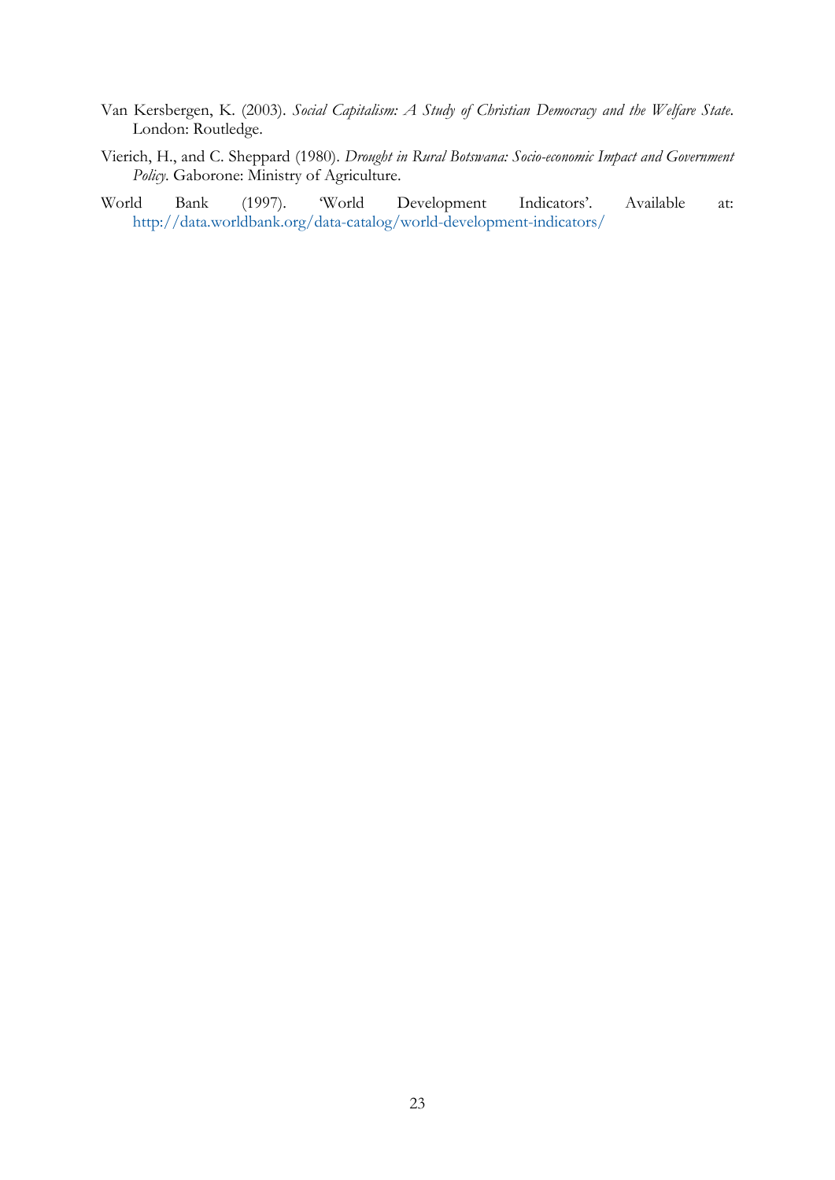Van Kersbergen, K. (2003). *Social Capitalism: A Study of Christian Democracy and the Welfare State*. London: Routledge.

Vierich, H., and C. Sheppard (1980). *Drought in Rural Botswana: Socio-economic Impact and Government Policy*. Gaborone: Ministry of Agriculture.

World Bank (1997). 'World Development Indicators'. Available at: http://data.worldbank.org/data-catalog/world-development-indicators/